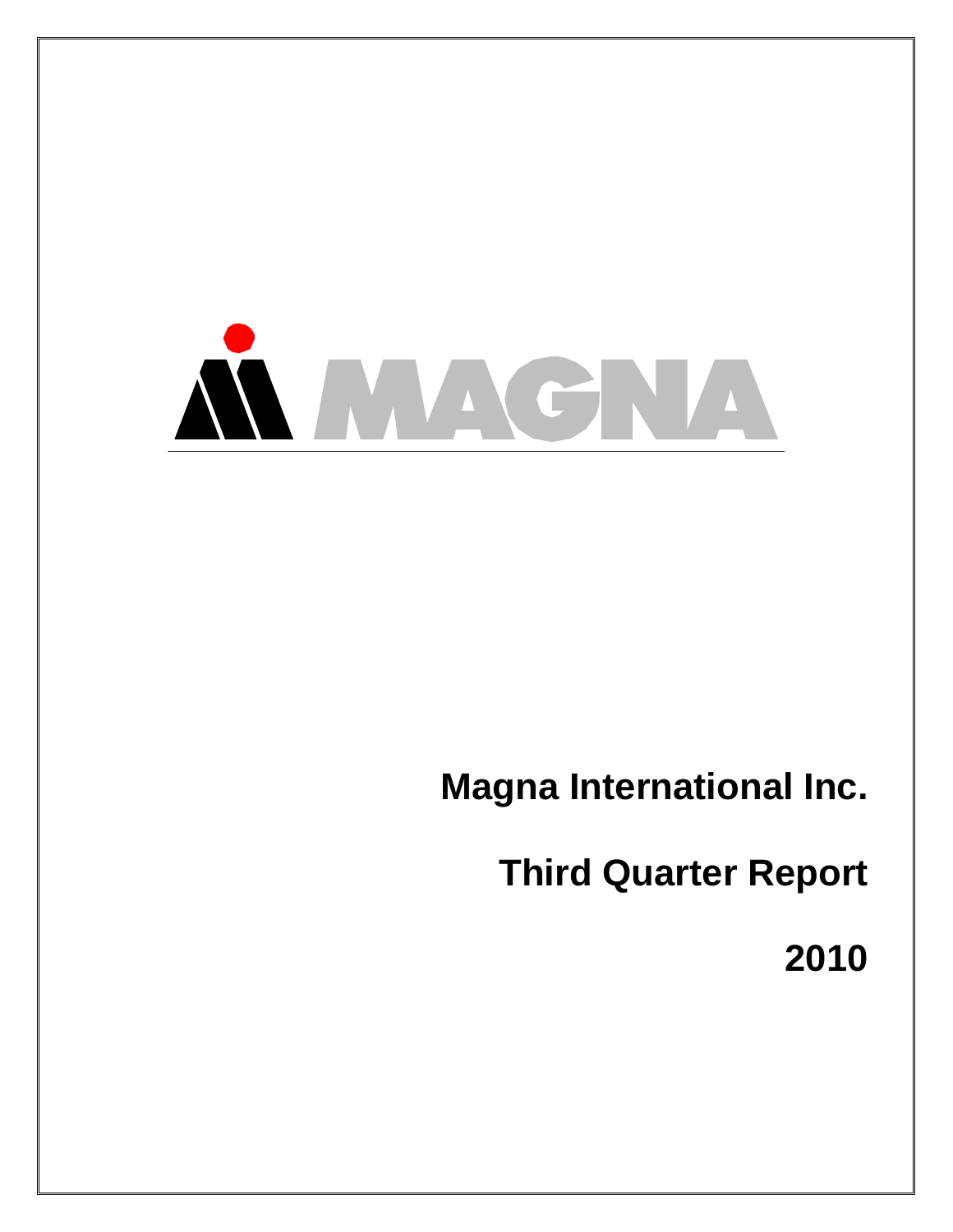MAGNA

# Magna International Inc.

# Third Quarter Report

# 2010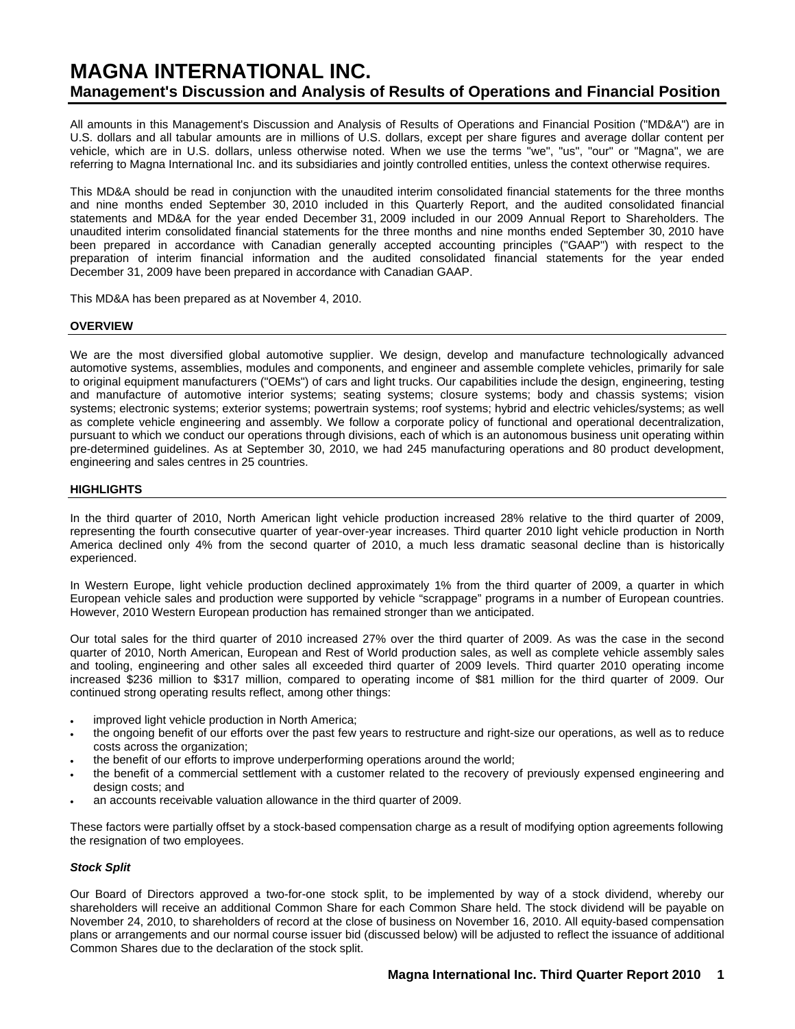# MAGNA INTERNATIONAL INC.

## Management's Discussion and Analysis of Results of Operations and Financial Position

All amounts in this Management's Discussion and Analysis of Results of Operations and Financial Position ("MD&A") are in U.S. dollars and all tabular amounts are in millions of U.S. dollars, except per share figures and average dollar content per vehicle, which are in U.S. dollars, unless otherwise noted. When we use the terms "we", "us", "our" or "Magna", we are referring to Magna International Inc. and its subsidiaries and jointly controlled entities, unless the context otherwise requires.

This MD&A should be read in conjunction with the unaudited interim consolidated financial statements for the three months and nine months ended September 30, 2010 included in this Quarterly Report, and the audited consolidated financial statements and MD&A for the year ended December 31, 2009 included in our 2009 Annual Report to Shareholders. The unaudited interim consolidated financial statements for the three months and nine months ended September 30, 2010 have been prepared in accordance with Canadian generally accepted accounting principles ("GAAP") with respect to the preparation of interim financial information and the audited consolidated financial statements for the year ended December 31, 2009 have been prepared in accordance with Canadian GAAP.

This MD&A has been prepared as at November 4, 2010.

### OVERVIEW

We are the most diversified global automotive supplier. We design, develop and manufacture technologically advanced automotive systems, assemblies, modules and components, and engineer and assemble complete vehicles, primarily for sale to original equipment manufacturers ("OEMs") of cars and light trucks. Our capabilities include the design, engineering, testing and manufacture of automotive interior systems; seating systems; closure systems; body and chassis systems; vision systems; electronic systems; exterior systems; powertrain systems; roof systems; hybrid and electric vehicles/systems; as well as complete vehicle engineering and assembly. We follow a corporate policy of functional and operational decentralization, pursuant to which we conduct our operations through divisions, each of which is an autonomous business unit operating within pre-determined guidelines. As at September 30, 2010, we had 245 manufacturing operations and 80 product development, engineering and sales centres in 25 countries.

### HIGHLIGHTS

In the third quarter of 2010, North American light vehicle production increased 28% relative to the third quarter of 2009, representing the fourth consecutive quarter of year-over-year increases. Third quarter 2010 light vehicle production in North America declined only 4% from the second quarter of 2010, a much less dramatic seasonal decline than is historically experienced.

In Western Europe, light vehicle production declined approximately 1% from the third quarter of 2009, a quarter in which European vehicle sales and production were supported by vehicle "scrappage" programs in a number of European countries. However, 2010 Western European production has remained stronger than we anticipated.

Our total sales for the third quarter of 2010 increased 27% over the third quarter of 2009. As was the case in the second quarter of 2010, North American, European and Rest of World production sales, as well as complete vehicle assembly sales and tooling, engineering and other sales all exceeded third quarter of 2009 levels. Third quarter 2010 operating income increased $236 million to $317 million, compared to operating income of $81 million for the third quarter of 2009. Our continued strong operating results reflect, among other things:

- improved light vehicle production in North America;
- the ongoing benefit of our efforts over the past few years to restructure and right-size our operations, as well as to reduce costs across the organization;
- the benefit of our efforts to improve underperforming operations around the world;
- the benefit of a commercial settlement with a customer related to the recovery of previously expensed engineering and design costs; and
- an accounts receivable valuation allowance in the third quarter of 2009.

These factors were partially offset by a stock-based compensation charge as a result of modifying option agreements following the resignation of two employees.

#### *Stock Split*

Our Board of Directors approved a two-for-one stock split, to be implemented by way of a stock dividend, whereby our shareholders will receive an additional Common Share for each Common Share held. The stock dividend will be payable on November 24, 2010, to shareholders of record at the close of business on November 16, 2010. All equity-based compensation plans or arrangements and our normal course issuer bid (discussed below) will be adjusted to reflect the issuance of additional Common Shares due to the declaration of the stock split.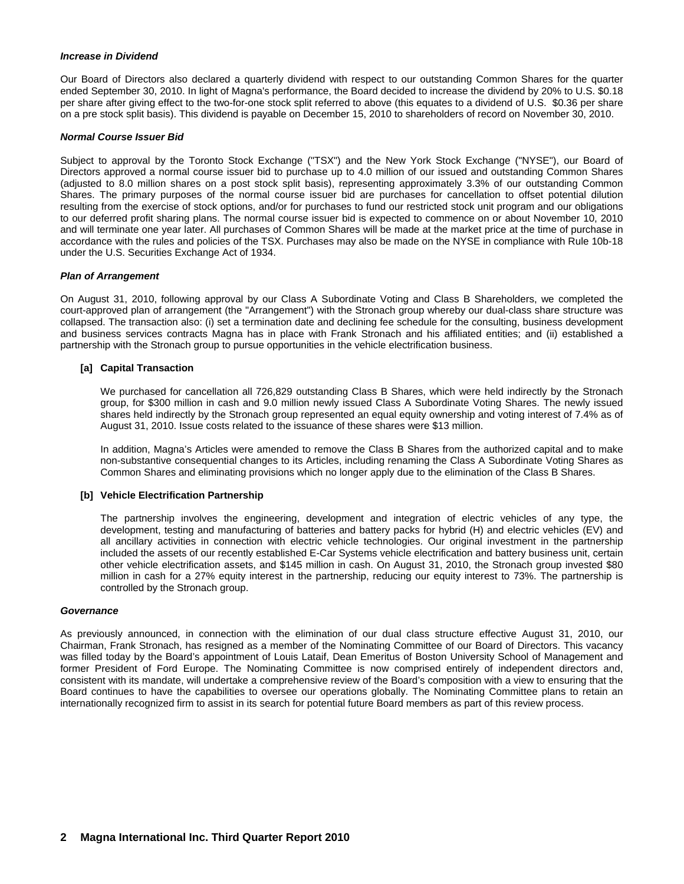***Increase in Dividend***

Our Board of Directors also declared a quarterly dividend with respect to our outstanding Common Shares for the quarter ended September 30, 2010. In light of Magna's performance, the Board decided to increase the dividend by 20% to U.S. $0.18 per share after giving effect to the two-for-one stock split referred to above (this equates to a dividend of U.S. $0.36 per share on a pre stock split basis). This dividend is payable on December 15, 2010 to shareholders of record on November 30, 2010.

***Normal Course Issuer Bid***

Subject to approval by the Toronto Stock Exchange ("TSX") and the New York Stock Exchange ("NYSE"), our Board of Directors approved a normal course issuer bid to purchase up to 4.0 million of our issued and outstanding Common Shares (adjusted to 8.0 million shares on a post stock split basis), representing approximately 3.3% of our outstanding Common Shares. The primary purposes of the normal course issuer bid are purchases for cancellation to offset potential dilution resulting from the exercise of stock options, and/or for purchases to fund our restricted stock unit program and our obligations to our deferred profit sharing plans. The normal course issuer bid is expected to commence on or about November 10, 2010 and will terminate one year later. All purchases of Common Shares will be made at the market price at the time of purchase in accordance with the rules and policies of the TSX. Purchases may also be made on the NYSE in compliance with Rule 10b-18 under the U.S. Securities Exchange Act of 1934.

***Plan of Arrangement***

On August 31, 2010, following approval by our Class A Subordinate Voting and Class B Shareholders, we completed the court-approved plan of arrangement (the "Arrangement") with the Stronach group whereby our dual-class share structure was collapsed. The transaction also: (i) set a termination date and declining fee schedule for the consulting, business development and business services contracts Magna has in place with Frank Stronach and his affiliated entities; and (ii) established a partnership with the Stronach group to pursue opportunities in the vehicle electrification business.

**[a] Capital Transaction**

We purchased for cancellation all 726,829 outstanding Class B Shares, which were held indirectly by the Stronach group, for $300 million in cash and 9.0 million newly issued Class A Subordinate Voting Shares. The newly issued shares held indirectly by the Stronach group represented an equal equity ownership and voting interest of 7.4% as of August 31, 2010. Issue costs related to the issuance of these shares were $13 million.

In addition, Magna's Articles were amended to remove the Class B Shares from the authorized capital and to make non-substantive consequential changes to its Articles, including renaming the Class A Subordinate Voting Shares as Common Shares and eliminating provisions which no longer apply due to the elimination of the Class B Shares.

**[b] Vehicle Electrification Partnership**

The partnership involves the engineering, development and integration of electric vehicles of any type, the development, testing and manufacturing of batteries and battery packs for hybrid (H) and electric vehicles (EV) and all ancillary activities in connection with electric vehicle technologies. Our original investment in the partnership included the assets of our recently established E-Car Systems vehicle electrification and battery business unit, certain other vehicle electrification assets, and $145 million in cash. On August 31, 2010, the Stronach group invested $80 million in cash for a 27% equity interest in the partnership, reducing our equity interest to 73%. The partnership is controlled by the Stronach group.

***Governance***

As previously announced, in connection with the elimination of our dual class structure effective August 31, 2010, our Chairman, Frank Stronach, has resigned as a member of the Nominating Committee of our Board of Directors. This vacancy was filled today by the Board's appointment of Louis Lataif, Dean Emeritus of Boston University School of Management and former President of Ford Europe. The Nominating Committee is now comprised entirely of independent directors and, consistent with its mandate, will undertake a comprehensive review of the Board's composition with a view to ensuring that the Board continues to have the capabilities to oversee our operations globally. The Nominating Committee plans to retain an internationally recognized firm to assist in its search for potential future Board members as part of this review process.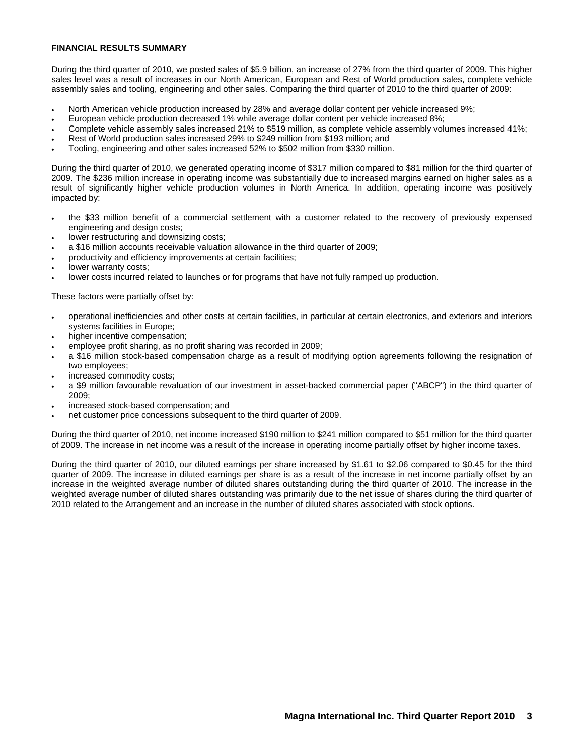## FINANCIAL RESULTS SUMMARY

During the third quarter of 2010, we posted sales of $5.9 billion, an increase of 27% from the third quarter of 2009. This higher sales level was a result of increases in our North American, European and Rest of World production sales, complete vehicle assembly sales and tooling, engineering and other sales. Comparing the third quarter of 2010 to the third quarter of 2009:

- North American vehicle production increased by 28% and average dollar content per vehicle increased 9%;
- European vehicle production decreased 1% while average dollar content per vehicle increased 8%;
- Complete vehicle assembly sales increased 21% to $519 million, as complete vehicle assembly volumes increased 41%;
- Rest of World production sales increased 29% to $249 million from $193 million; and
- Tooling, engineering and other sales increased 52% to $502 million from $330 million.

During the third quarter of 2010, we generated operating income of $317 million compared to $81 million for the third quarter of 2009. The $236 million increase in operating income was substantially due to increased margins earned on higher sales as a result of significantly higher vehicle production volumes in North America. In addition, operating income was positively impacted by:

- the $33 million benefit of a commercial settlement with a customer related to the recovery of previously expensed engineering and design costs;
- lower restructuring and downsizing costs;
- a $16 million accounts receivable valuation allowance in the third quarter of 2009;
- productivity and efficiency improvements at certain facilities;
- lower warranty costs;
- lower costs incurred related to launches or for programs that have not fully ramped up production.

These factors were partially offset by:

- operational inefficiencies and other costs at certain facilities, in particular at certain electronics, and exteriors and interiors systems facilities in Europe;
- higher incentive compensation;
- employee profit sharing, as no profit sharing was recorded in 2009;
- a $16 million stock-based compensation charge as a result of modifying option agreements following the resignation of two employees;
- increased commodity costs;
- a $9 million favourable revaluation of our investment in asset-backed commercial paper ("ABCP") in the third quarter of 2009;
- increased stock-based compensation; and
- net customer price concessions subsequent to the third quarter of 2009.

During the third quarter of 2010, net income increased $190 million to $241 million compared to $51 million for the third quarter of 2009. The increase in net income was a result of the increase in operating income partially offset by higher income taxes.

During the third quarter of 2010, our diluted earnings per share increased by $1.61 to $2.06 compared to $0.45 for the third quarter of 2009. The increase in diluted earnings per share is as a result of the increase in net income partially offset by an increase in the weighted average number of diluted shares outstanding during the third quarter of 2010. The increase in the weighted average number of diluted shares outstanding was primarily due to the net issue of shares during the third quarter of 2010 related to the Arrangement and an increase in the number of diluted shares associated with stock options.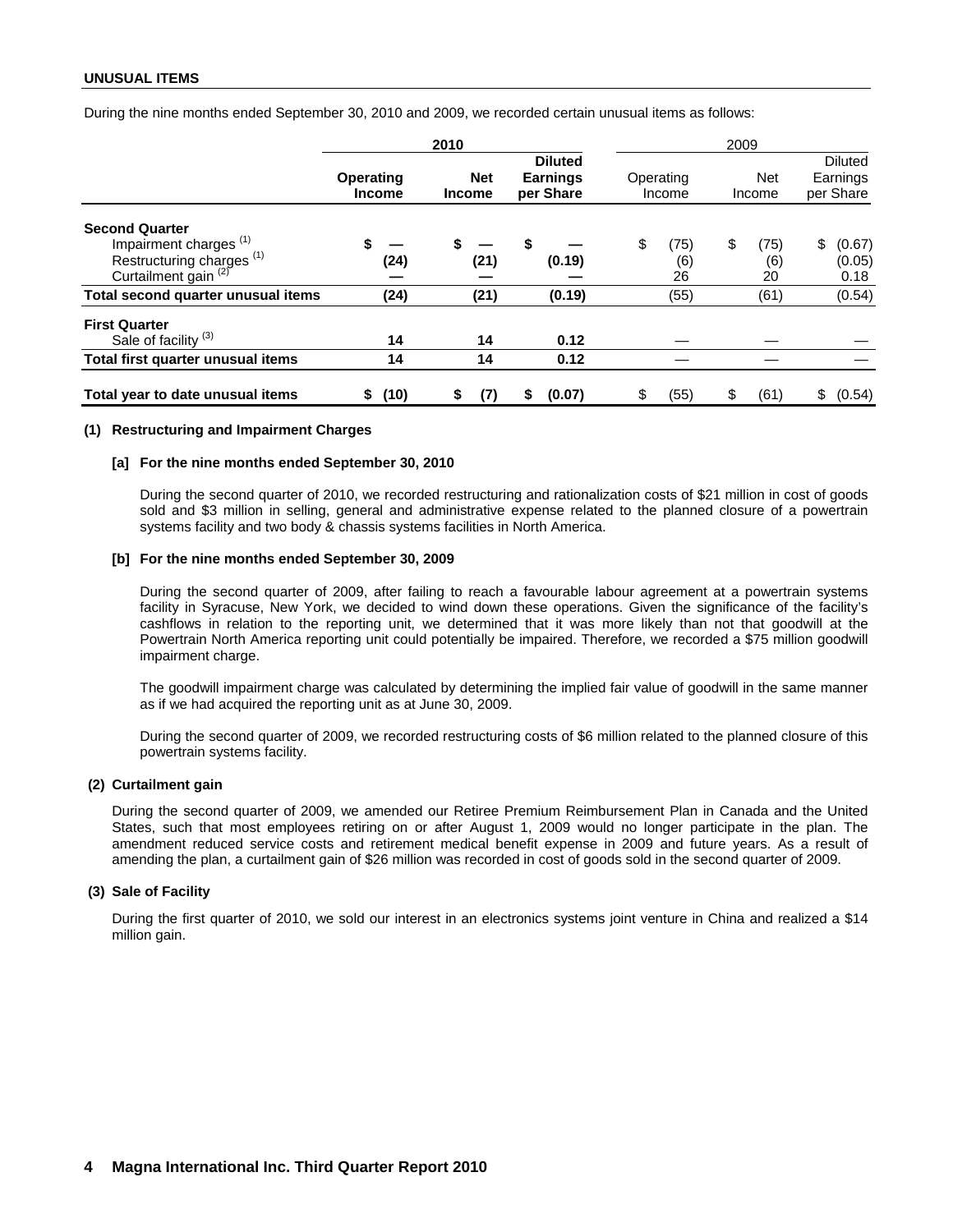## UNUSUAL ITEMS

During the nine months ended September 30, 2010 and 2009, we recorded certain unusual items as follows:

| | 2010 | | | 2009 | | |
|---|---|---|---|---|---|---|
| | **Operating Income** | **Net Income** | **Diluted Earnings per Share** | Operating Income | Net Income | Diluted Earnings per Share |
| **Second Quarter** | | | | | | |
| Impairment charges [1] | $ — | $ — | $ — | $ (75) | $ (75) | $ (0.67) |
| Restructuring charges [1] | (24) | (21) | (0.19) | (6) | (6) | (0.05) |
| Curtailment gain [2] | — | — | — | 26 | 20 | 0.18 |
| **Total second quarter unusual items** | (24) | (21) | (0.19) | (55) | (61) | (0.54) |
| **First Quarter** | | | | | | |
| Sale of facility [3] | 14 | 14 | 0.12 | — | — | — |
| **Total first quarter unusual items** | 14 | 14 | 0.12 | — | — | — |
| **Total year to date unusual items** | $ (10) | $ (7) | $ (0.07) | $ (55) | $ (61) | $ (0.54) |

**(1) Restructuring and Impairment Charges**

**[a] For the nine months ended September 30, 2010**

During the second quarter of 2010, we recorded restructuring and rationalization costs of $21 million in cost of goods sold and $3 million in selling, general and administrative expense related to the planned closure of a powertrain systems facility and two body & chassis systems facilities in North America.

**[b] For the nine months ended September 30, 2009**

During the second quarter of 2009, after failing to reach a favourable labour agreement at a powertrain systems facility in Syracuse, New York, we decided to wind down these operations. Given the significance of the facility's cashflows in relation to the reporting unit, we determined that it was more likely than not that goodwill at the Powertrain North America reporting unit could potentially be impaired. Therefore, we recorded a $75 million goodwill impairment charge.

The goodwill impairment charge was calculated by determining the implied fair value of goodwill in the same manner as if we had acquired the reporting unit as at June 30, 2009.

During the second quarter of 2009, we recorded restructuring costs of $6 million related to the planned closure of this powertrain systems facility.

**(2) Curtailment gain**

During the second quarter of 2009, we amended our Retiree Premium Reimbursement Plan in Canada and the United States, such that most employees retiring on or after August 1, 2009 would no longer participate in the plan. The amendment reduced service costs and retirement medical benefit expense in 2009 and future years. As a result of amending the plan, a curtailment gain of $26 million was recorded in cost of goods sold in the second quarter of 2009.

**(3) Sale of Facility**

During the first quarter of 2010, we sold our interest in an electronics systems joint venture in China and realized a $14 million gain.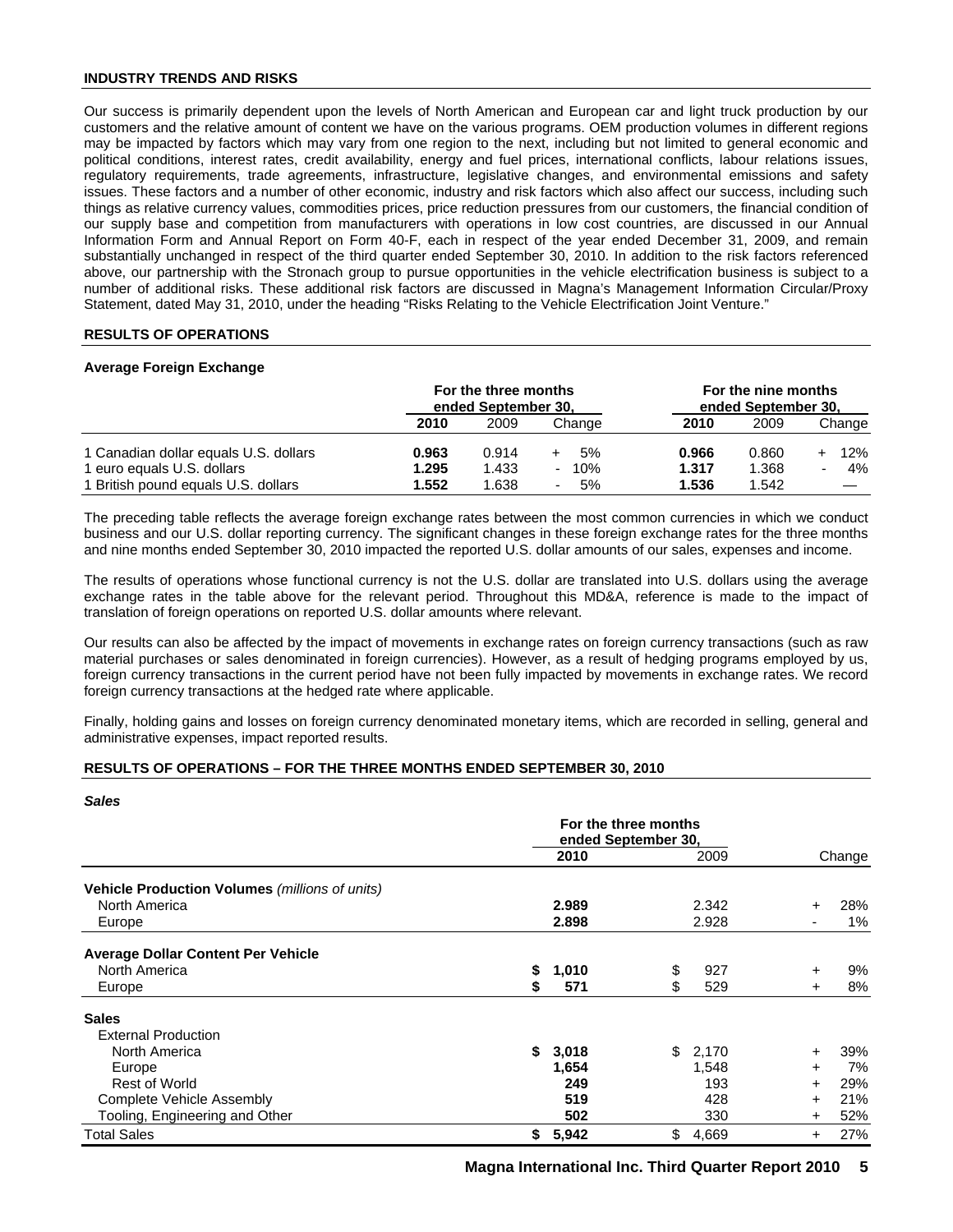## INDUSTRY TRENDS AND RISKS

Our success is primarily dependent upon the levels of North American and European car and light truck production by our customers and the relative amount of content we have on the various programs. OEM production volumes in different regions may be impacted by factors which may vary from one region to the next, including but not limited to general economic and political conditions, interest rates, credit availability, energy and fuel prices, international conflicts, labour relations issues, regulatory requirements, trade agreements, infrastructure, legislative changes, and environmental emissions and safety issues. These factors and a number of other economic, industry and risk factors which also affect our success, including such things as relative currency values, commodities prices, price reduction pressures from our customers, the financial condition of our supply base and competition from manufacturers with operations in low cost countries, are discussed in our Annual Information Form and Annual Report on Form 40-F, each in respect of the year ended December 31, 2009, and remain substantially unchanged in respect of the third quarter ended September 30, 2010. In addition to the risk factors referenced above, our partnership with the Stronach group to pursue opportunities in the vehicle electrification business is subject to a number of additional risks. These additional risk factors are discussed in Magna's Management Information Circular/Proxy Statement, dated May 31, 2010, under the heading "Risks Relating to the Vehicle Electrification Joint Venture."

## RESULTS OF OPERATIONS

### Average Foreign Exchange

| | For the three months ended September 30, | | | For the nine months ended September 30, | | |
|---|---|---|---|---|---|---|
| | **2010** | 2009 | Change | **2010** | 2009 | Change |
| 1 Canadian dollar equals U.S. dollars | **0.963** | 0.914 | + 5% | **0.966** | 0.860 | + 12% |
| 1 euro equals U.S. dollars | **1.295** | 1.433 | - 10% | **1.317** | 1.368 | - 4% |
| 1 British pound equals U.S. dollars | **1.552** | 1.638 | - 5% | **1.536** | 1.542 | — |

The preceding table reflects the average foreign exchange rates between the most common currencies in which we conduct business and our U.S. dollar reporting currency. The significant changes in these foreign exchange rates for the three months and nine months ended September 30, 2010 impacted the reported U.S. dollar amounts of our sales, expenses and income.

The results of operations whose functional currency is not the U.S. dollar are translated into U.S. dollars using the average exchange rates in the table above for the relevant period. Throughout this MD&A, reference is made to the impact of translation of foreign operations on reported U.S. dollar amounts where relevant.

Our results can also be affected by the impact of movements in exchange rates on foreign currency transactions (such as raw material purchases or sales denominated in foreign currencies). However, as a result of hedging programs employed by us, foreign currency transactions in the current period have not been fully impacted by movements in exchange rates. We record foreign currency transactions at the hedged rate where applicable.

Finally, holding gains and losses on foreign currency denominated monetary items, which are recorded in selling, general and administrative expenses, impact reported results.

## RESULTS OF OPERATIONS – FOR THE THREE MONTHS ENDED SEPTEMBER 30, 2010

### *Sales*

| | For the three months ended September 30, | | |
|---|---|---|---|
| | **2010** | 2009 | Change |
| **Vehicle Production Volumes** *(millions of units)* | | | |
| North America | **2.989** | 2.342 | + 28% |
| Europe | **2.898** | 2.928 | - 1% |
| **Average Dollar Content Per Vehicle** | | | |
| North America | **$ 1,010** | $ 927 | + 9% |
| Europe | **$ 571** | $ 529 | + 8% |
| **Sales** | | | |
| External Production | | | |
| North America | **$ 3,018** | $ 2,170 | + 39% |
| Europe | **1,654** | 1,548 | + 7% |
| Rest of World | **249** | 193 | + 29% |
| Complete Vehicle Assembly | **519** | 428 | + 21% |
| Tooling, Engineering and Other | **502** | 330 | + 52% |
| Total Sales | **$ 5,942** | $ 4,669 | + 27% |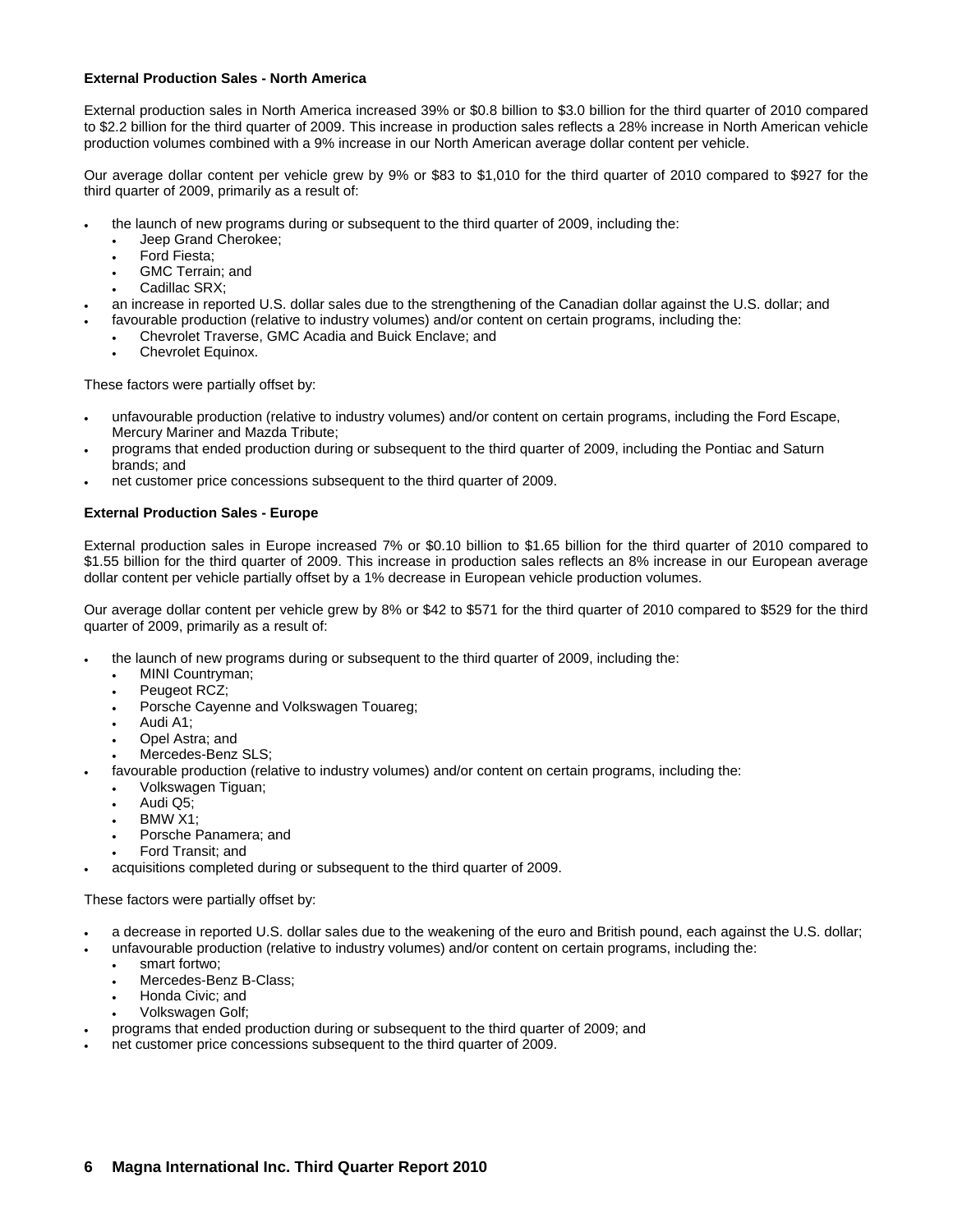**External Production Sales - North America**

External production sales in North America increased 39% or $0.8 billion to $3.0 billion for the third quarter of 2010 compared to $2.2 billion for the third quarter of 2009. This increase in production sales reflects a 28% increase in North American vehicle production volumes combined with a 9% increase in our North American average dollar content per vehicle.

Our average dollar content per vehicle grew by 9% or $83 to $1,010 for the third quarter of 2010 compared to $927 for the third quarter of 2009, primarily as a result of:

- the launch of new programs during or subsequent to the third quarter of 2009, including the:
  - Jeep Grand Cherokee;
  - Ford Fiesta;
  - GMC Terrain; and
  - Cadillac SRX;
- an increase in reported U.S. dollar sales due to the strengthening of the Canadian dollar against the U.S. dollar; and
- favourable production (relative to industry volumes) and/or content on certain programs, including the:
  - Chevrolet Traverse, GMC Acadia and Buick Enclave; and
  - Chevrolet Equinox.

These factors were partially offset by:

- unfavourable production (relative to industry volumes) and/or content on certain programs, including the Ford Escape, Mercury Mariner and Mazda Tribute;
- programs that ended production during or subsequent to the third quarter of 2009, including the Pontiac and Saturn brands; and
- net customer price concessions subsequent to the third quarter of 2009.

**External Production Sales - Europe**

External production sales in Europe increased 7% or $0.10 billion to $1.65 billion for the third quarter of 2010 compared to $1.55 billion for the third quarter of 2009. This increase in production sales reflects an 8% increase in our European average dollar content per vehicle partially offset by a 1% decrease in European vehicle production volumes.

Our average dollar content per vehicle grew by 8% or $42 to $571 for the third quarter of 2010 compared to $529 for the third quarter of 2009, primarily as a result of:

- the launch of new programs during or subsequent to the third quarter of 2009, including the:
  - MINI Countryman;
  - Peugeot RCZ;
  - Porsche Cayenne and Volkswagen Touareg;
  - Audi A1;
  - Opel Astra; and
  - Mercedes-Benz SLS;
- favourable production (relative to industry volumes) and/or content on certain programs, including the:
  - Volkswagen Tiguan;
  - Audi Q5;
  - BMW X1;
  - Porsche Panamera; and
  - Ford Transit; and
- acquisitions completed during or subsequent to the third quarter of 2009.

These factors were partially offset by:

- a decrease in reported U.S. dollar sales due to the weakening of the euro and British pound, each against the U.S. dollar;
- unfavourable production (relative to industry volumes) and/or content on certain programs, including the:
  - smart fortwo;
  - Mercedes-Benz B-Class;
  - Honda Civic; and
  - Volkswagen Golf;
- programs that ended production during or subsequent to the third quarter of 2009; and
- net customer price concessions subsequent to the third quarter of 2009.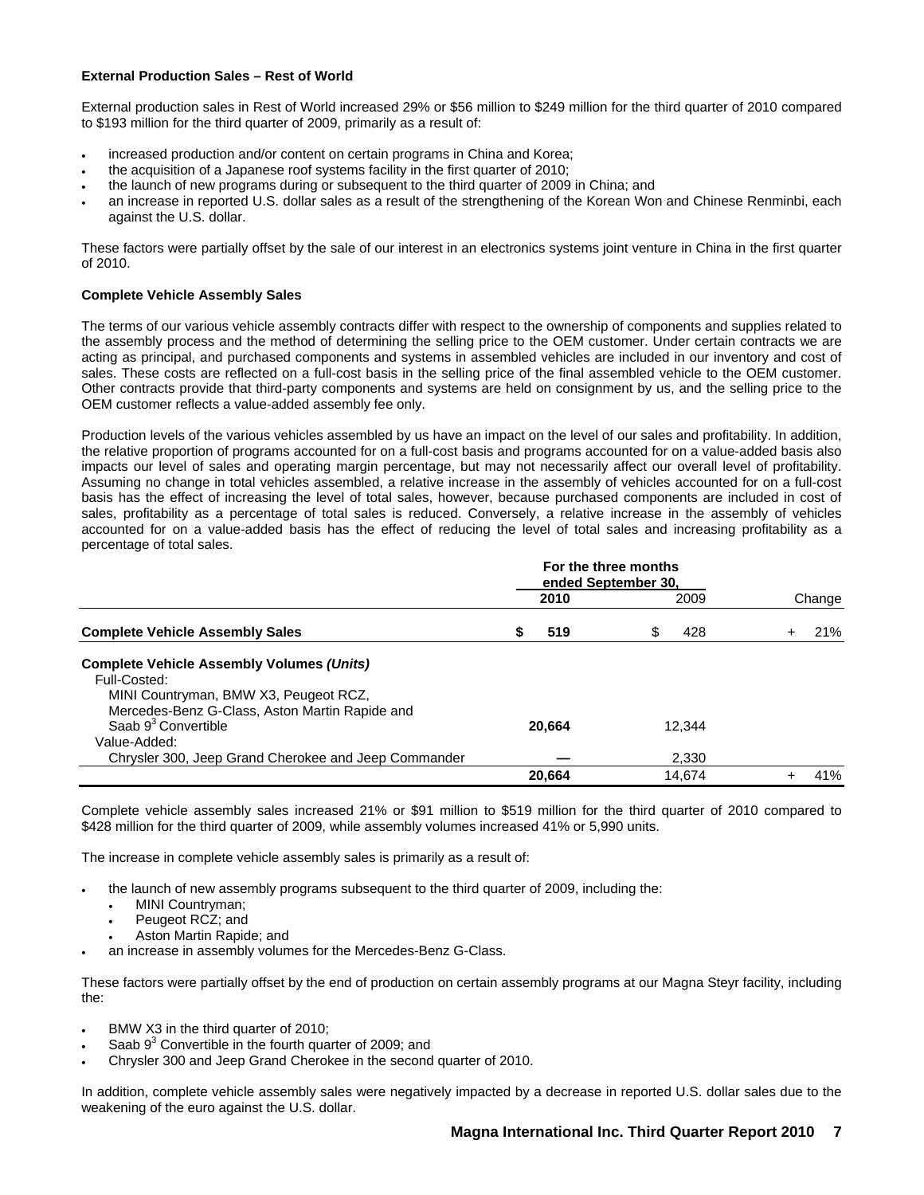**External Production Sales – Rest of World**

External production sales in Rest of World increased 29% or $56 million to $249 million for the third quarter of 2010 compared to $193 million for the third quarter of 2009, primarily as a result of:

- increased production and/or content on certain programs in China and Korea;
- the acquisition of a Japanese roof systems facility in the first quarter of 2010;
- the launch of new programs during or subsequent to the third quarter of 2009 in China; and
- an increase in reported U.S. dollar sales as a result of the strengthening of the Korean Won and Chinese Renminbi, each against the U.S. dollar.

These factors were partially offset by the sale of our interest in an electronics systems joint venture in China in the first quarter of 2010.

**Complete Vehicle Assembly Sales**

The terms of our various vehicle assembly contracts differ with respect to the ownership of components and supplies related to the assembly process and the method of determining the selling price to the OEM customer. Under certain contracts we are acting as principal, and purchased components and systems in assembled vehicles are included in our inventory and cost of sales. These costs are reflected on a full-cost basis in the selling price of the final assembled vehicle to the OEM customer. Other contracts provide that third-party components and systems are held on consignment by us, and the selling price to the OEM customer reflects a value-added assembly fee only.

Production levels of the various vehicles assembled by us have an impact on the level of our sales and profitability. In addition, the relative proportion of programs accounted for on a full-cost basis and programs accounted for on a value-added basis also impacts our level of sales and operating margin percentage, but may not necessarily affect our overall level of profitability. Assuming no change in total vehicles assembled, a relative increase in the assembly of vehicles accounted for on a full-cost basis has the effect of increasing the level of total sales, however, because purchased components are included in cost of sales, profitability as a percentage of total sales is reduced. Conversely, a relative increase in the assembly of vehicles accounted for on a value-added basis has the effect of reducing the level of total sales and increasing profitability as a percentage of total sales.

| | For the three months ended September 30, | | |
|---|---|---|---|
| | **2010** | 2009 | Change |
| **Complete Vehicle Assembly Sales** | **$ 519** | $ 428 | + 21% |
| **Complete Vehicle Assembly Volumes *(Units)*** | | | |
| Full-Costed: | | | |
| MINI Countryman, BMW X3, Peugeot RCZ, Mercedes-Benz G-Class, Aston Martin Rapide and Saab 9[3] Convertible | **20,664** | 12,344 | |
| Value-Added: | | | |
| Chrysler 300, Jeep Grand Cherokee and Jeep Commander | **—** | 2,330 | |
| | **20,664** | 14,674 | + 41% |

Complete vehicle assembly sales increased 21% or $91 million to $519 million for the third quarter of 2010 compared to $428 million for the third quarter of 2009, while assembly volumes increased 41% or 5,990 units.

The increase in complete vehicle assembly sales is primarily as a result of:

- the launch of new assembly programs subsequent to the third quarter of 2009, including the:
  - MINI Countryman;
  - Peugeot RCZ; and
  - Aston Martin Rapide; and
- an increase in assembly volumes for the Mercedes-Benz G-Class.

These factors were partially offset by the end of production on certain assembly programs at our Magna Steyr facility, including the:

- BMW X3 in the third quarter of 2010;
- Saab 9[3] Convertible in the fourth quarter of 2009; and
- Chrysler 300 and Jeep Grand Cherokee in the second quarter of 2010.

In addition, complete vehicle assembly sales were negatively impacted by a decrease in reported U.S. dollar sales due to the weakening of the euro against the U.S. dollar.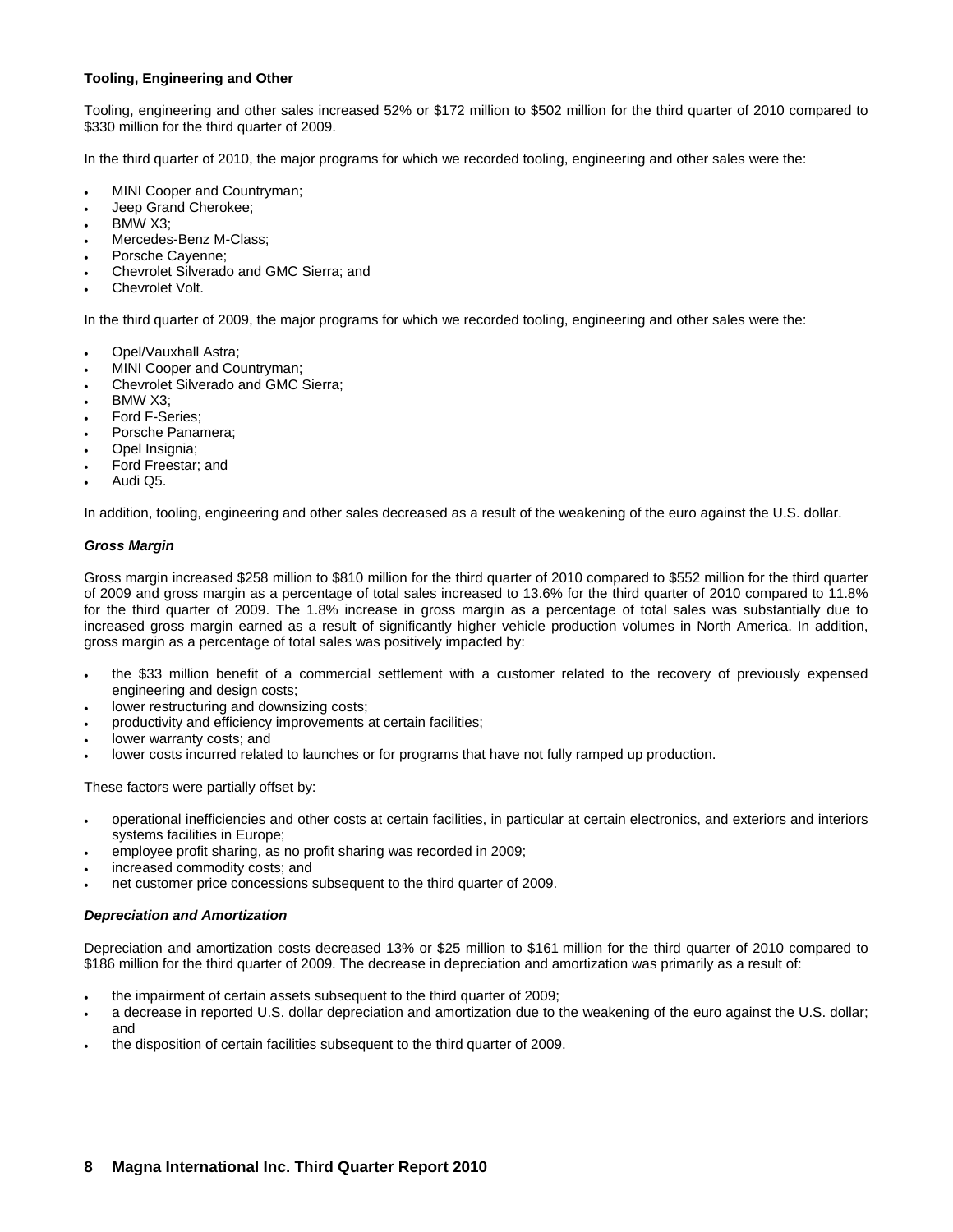**Tooling, Engineering and Other**

Tooling, engineering and other sales increased 52% or \$172 million to \$502 million for the third quarter of 2010 compared to \$330 million for the third quarter of 2009.

In the third quarter of 2010, the major programs for which we recorded tooling, engineering and other sales were the:

- MINI Cooper and Countryman;
- Jeep Grand Cherokee;
- BMW X3;
- Mercedes-Benz M-Class;
- Porsche Cayenne;
- Chevrolet Silverado and GMC Sierra; and
- Chevrolet Volt.

In the third quarter of 2009, the major programs for which we recorded tooling, engineering and other sales were the:

- Opel/Vauxhall Astra;
- MINI Cooper and Countryman;
- Chevrolet Silverado and GMC Sierra;
- BMW X3;
- Ford F-Series;
- Porsche Panamera;
- Opel Insignia;
- Ford Freestar; and
- Audi Q5.

In addition, tooling, engineering and other sales decreased as a result of the weakening of the euro against the U.S. dollar.

***Gross Margin***

Gross margin increased \$258 million to \$810 million for the third quarter of 2010 compared to \$552 million for the third quarter of 2009 and gross margin as a percentage of total sales increased to 13.6% for the third quarter of 2010 compared to 11.8% for the third quarter of 2009. The 1.8% increase in gross margin as a percentage of total sales was substantially due to increased gross margin earned as a result of significantly higher vehicle production volumes in North America. In addition, gross margin as a percentage of total sales was positively impacted by:

- the \$33 million benefit of a commercial settlement with a customer related to the recovery of previously expensed engineering and design costs;
- lower restructuring and downsizing costs;
- productivity and efficiency improvements at certain facilities;
- lower warranty costs; and
- lower costs incurred related to launches or for programs that have not fully ramped up production.

These factors were partially offset by:

- operational inefficiencies and other costs at certain facilities, in particular at certain electronics, and exteriors and interiors systems facilities in Europe;
- employee profit sharing, as no profit sharing was recorded in 2009;
- increased commodity costs; and
- net customer price concessions subsequent to the third quarter of 2009.

***Depreciation and Amortization***

Depreciation and amortization costs decreased 13% or \$25 million to \$161 million for the third quarter of 2010 compared to \$186 million for the third quarter of 2009. The decrease in depreciation and amortization was primarily as a result of:

- the impairment of certain assets subsequent to the third quarter of 2009;
- a decrease in reported U.S. dollar depreciation and amortization due to the weakening of the euro against the U.S. dollar; and
- the disposition of certain facilities subsequent to the third quarter of 2009.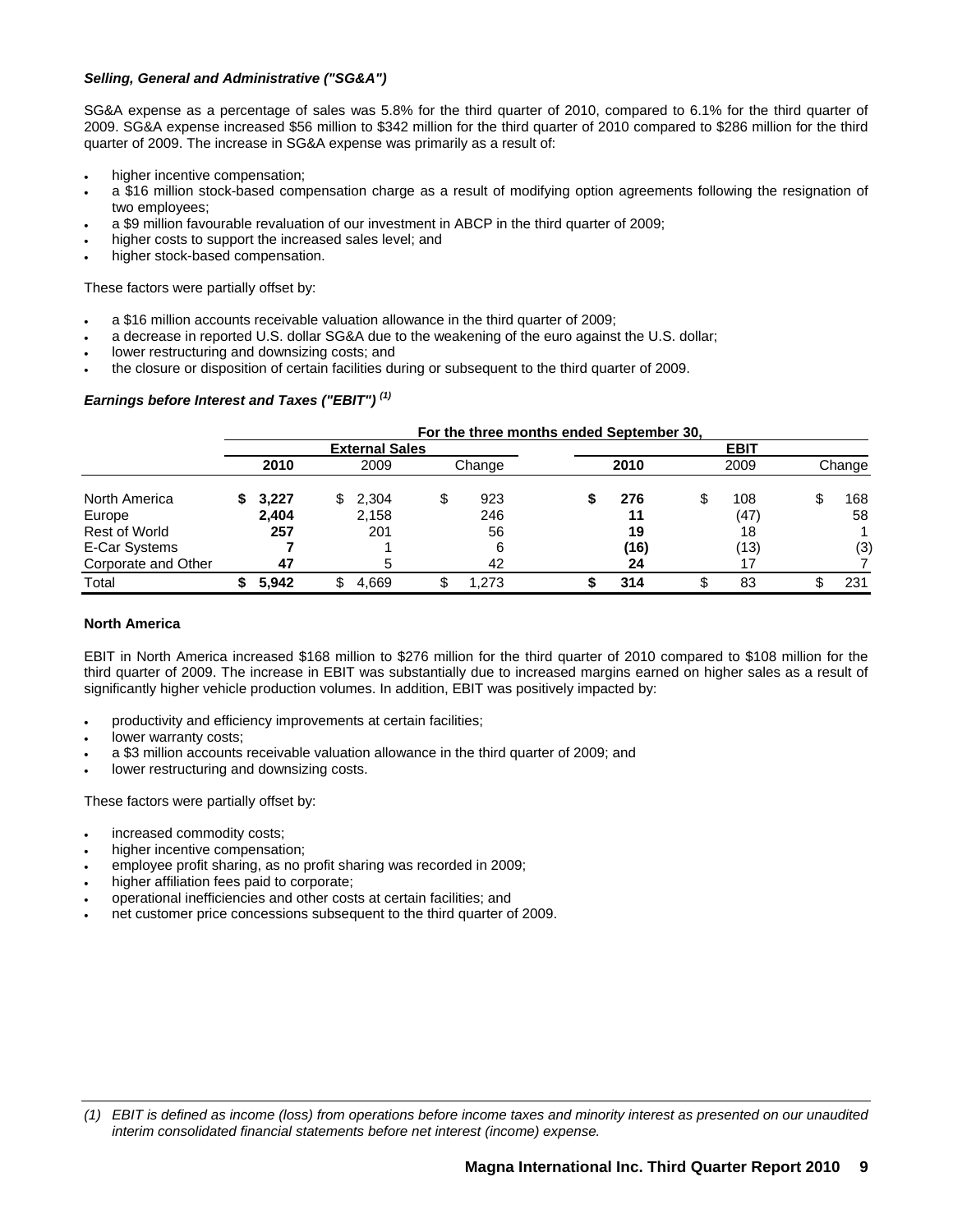***Selling, General and Administrative ("SG&A")***

SG&A expense as a percentage of sales was 5.8% for the third quarter of 2010, compared to 6.1% for the third quarter of 2009. SG&A expense increased $56 million to $342 million for the third quarter of 2010 compared to $286 million for the third quarter of 2009. The increase in SG&A expense was primarily as a result of:

- higher incentive compensation;
- a $16 million stock-based compensation charge as a result of modifying option agreements following the resignation of two employees;
- a $9 million favourable revaluation of our investment in ABCP in the third quarter of 2009;
- higher costs to support the increased sales level; and
- higher stock-based compensation.

These factors were partially offset by:

- a $16 million accounts receivable valuation allowance in the third quarter of 2009;
- a decrease in reported U.S. dollar SG&A due to the weakening of the euro against the U.S. dollar;
- lower restructuring and downsizing costs; and
- the closure or disposition of certain facilities during or subsequent to the third quarter of 2009.

***Earnings before Interest and Taxes ("EBIT")*** [(1)]

| | For the three months ended September 30, | | | | | |
|---|---|---|---|---|---|---|
| | External Sales | | | EBIT | | |
| | **2010** | 2009 | Change | **2010** | 2009 | Change |
| North America | **$ 3,227** | $ 2,304 | $ 923 | **$ 276** | $ 108 | $ 168 |
| Europe | **2,404** | 2,158 | 246 | **11** | (47) | 58 |
| Rest of World | **257** | 201 | 56 | **19** | 18 | 1 |
| E-Car Systems | **7** | 1 | 6 | **(16)** | (13) | (3) |
| Corporate and Other | **47** | 5 | 42 | **24** | 17 | 7 |
| Total | **$ 5,942** | $ 4,669 | $ 1,273 | **$ 314** | $ 83 | $ 231 |

**North America**

EBIT in North America increased $168 million to $276 million for the third quarter of 2010 compared to $108 million for the third quarter of 2009. The increase in EBIT was substantially due to increased margins earned on higher sales as a result of significantly higher vehicle production volumes. In addition, EBIT was positively impacted by:

- productivity and efficiency improvements at certain facilities;
- lower warranty costs;
- a $3 million accounts receivable valuation allowance in the third quarter of 2009; and
- lower restructuring and downsizing costs.

These factors were partially offset by:

- increased commodity costs;
- higher incentive compensation;
- employee profit sharing, as no profit sharing was recorded in 2009;
- higher affiliation fees paid to corporate;
- operational inefficiencies and other costs at certain facilities; and
- net customer price concessions subsequent to the third quarter of 2009.

---

*(1) EBIT is defined as income (loss) from operations before income taxes and minority interest as presented on our unaudited interim consolidated financial statements before net interest (income) expense.*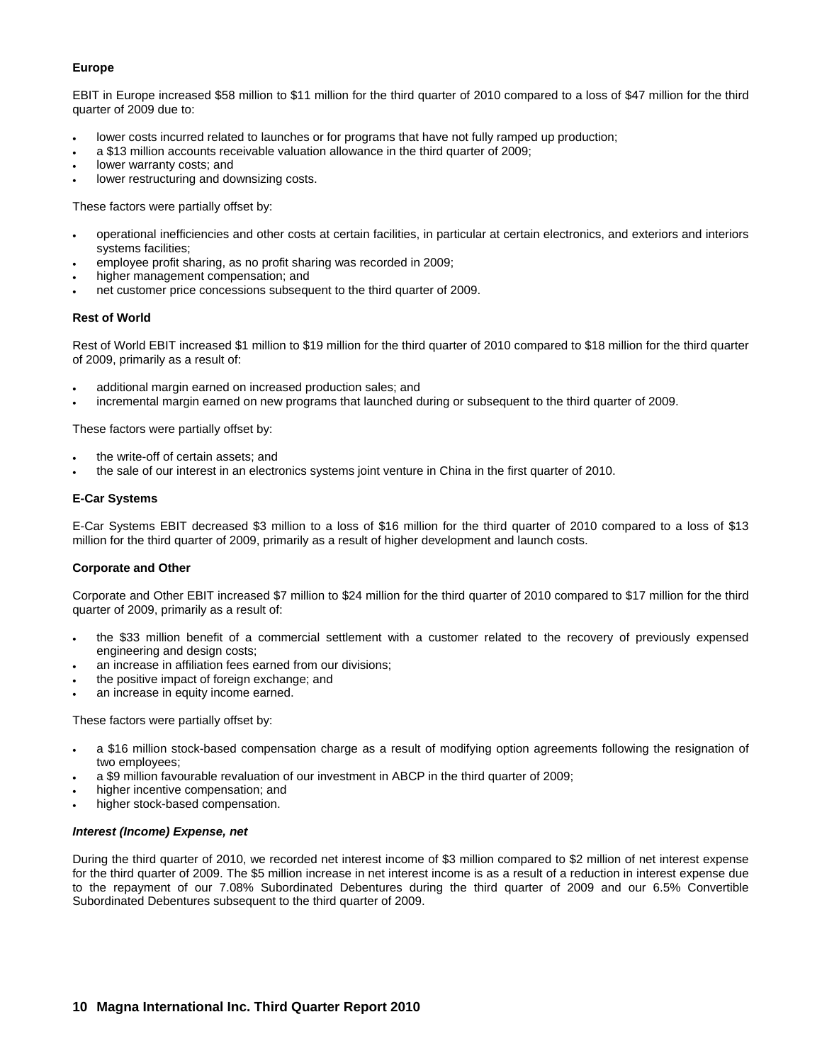**Europe**

EBIT in Europe increased $58 million to $11 million for the third quarter of 2010 compared to a loss of $47 million for the third quarter of 2009 due to:

- lower costs incurred related to launches or for programs that have not fully ramped up production;
- a $13 million accounts receivable valuation allowance in the third quarter of 2009;
- lower warranty costs; and
- lower restructuring and downsizing costs.

These factors were partially offset by:

- operational inefficiencies and other costs at certain facilities, in particular at certain electronics, and exteriors and interiors systems facilities;
- employee profit sharing, as no profit sharing was recorded in 2009;
- higher management compensation; and
- net customer price concessions subsequent to the third quarter of 2009.

**Rest of World**

Rest of World EBIT increased $1 million to $19 million for the third quarter of 2010 compared to $18 million for the third quarter of 2009, primarily as a result of:

- additional margin earned on increased production sales; and
- incremental margin earned on new programs that launched during or subsequent to the third quarter of 2009.

These factors were partially offset by:

- the write-off of certain assets; and
- the sale of our interest in an electronics systems joint venture in China in the first quarter of 2010.

**E-Car Systems**

E-Car Systems EBIT decreased $3 million to a loss of $16 million for the third quarter of 2010 compared to a loss of $13 million for the third quarter of 2009, primarily as a result of higher development and launch costs.

**Corporate and Other**

Corporate and Other EBIT increased $7 million to $24 million for the third quarter of 2010 compared to $17 million for the third quarter of 2009, primarily as a result of:

- the $33 million benefit of a commercial settlement with a customer related to the recovery of previously expensed engineering and design costs;
- an increase in affiliation fees earned from our divisions;
- the positive impact of foreign exchange; and
- an increase in equity income earned.

These factors were partially offset by:

- a $16 million stock-based compensation charge as a result of modifying option agreements following the resignation of two employees;
- a $9 million favourable revaluation of our investment in ABCP in the third quarter of 2009;
- higher incentive compensation; and
- higher stock-based compensation.

***Interest (Income) Expense, net***

During the third quarter of 2010, we recorded net interest income of $3 million compared to $2 million of net interest expense for the third quarter of 2009. The $5 million increase in net interest income is as a result of a reduction in interest expense due to the repayment of our 7.08% Subordinated Debentures during the third quarter of 2009 and our 6.5% Convertible Subordinated Debentures subsequent to the third quarter of 2009.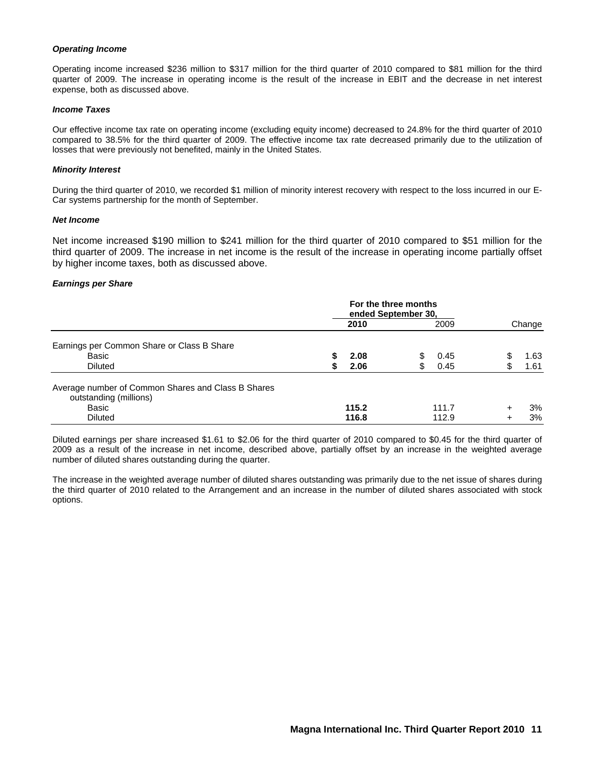***Operating Income***

Operating income increased $236 million to $317 million for the third quarter of 2010 compared to $81 million for the third quarter of 2009. The increase in operating income is the result of the increase in EBIT and the decrease in net interest expense, both as discussed above.

***Income Taxes***

Our effective income tax rate on operating income (excluding equity income) decreased to 24.8% for the third quarter of 2010 compared to 38.5% for the third quarter of 2009. The effective income tax rate decreased primarily due to the utilization of losses that were previously not benefited, mainly in the United States.

***Minority Interest***

During the third quarter of 2010, we recorded $1 million of minority interest recovery with respect to the loss incurred in our E-Car systems partnership for the month of September.

***Net Income***

Net income increased $190 million to $241 million for the third quarter of 2010 compared to $51 million for the third quarter of 2009. The increase in net income is the result of the increase in operating income partially offset by higher income taxes, both as discussed above.

***Earnings per Share***

| | For the three months ended September 30, | | |
|---|---|---|---|
| | **2010** | 2009 | Change |
| Earnings per Common Share or Class B Share | | | |
| Basic | **$ 2.08** | $ 0.45 | $ 1.63 |
| Diluted | **$ 2.06** | $ 0.45 | $ 1.61 |
| Average number of Common Shares and Class B Shares outstanding (millions) | | | |
| Basic | **115.2** | 111.7 | + 3% |
| Diluted | **116.8** | 112.9 | + 3% |

Diluted earnings per share increased $1.61 to $2.06 for the third quarter of 2010 compared to $0.45 for the third quarter of 2009 as a result of the increase in net income, described above, partially offset by an increase in the weighted average number of diluted shares outstanding during the quarter.

The increase in the weighted average number of diluted shares outstanding was primarily due to the net issue of shares during the third quarter of 2010 related to the Arrangement and an increase in the number of diluted shares associated with stock options.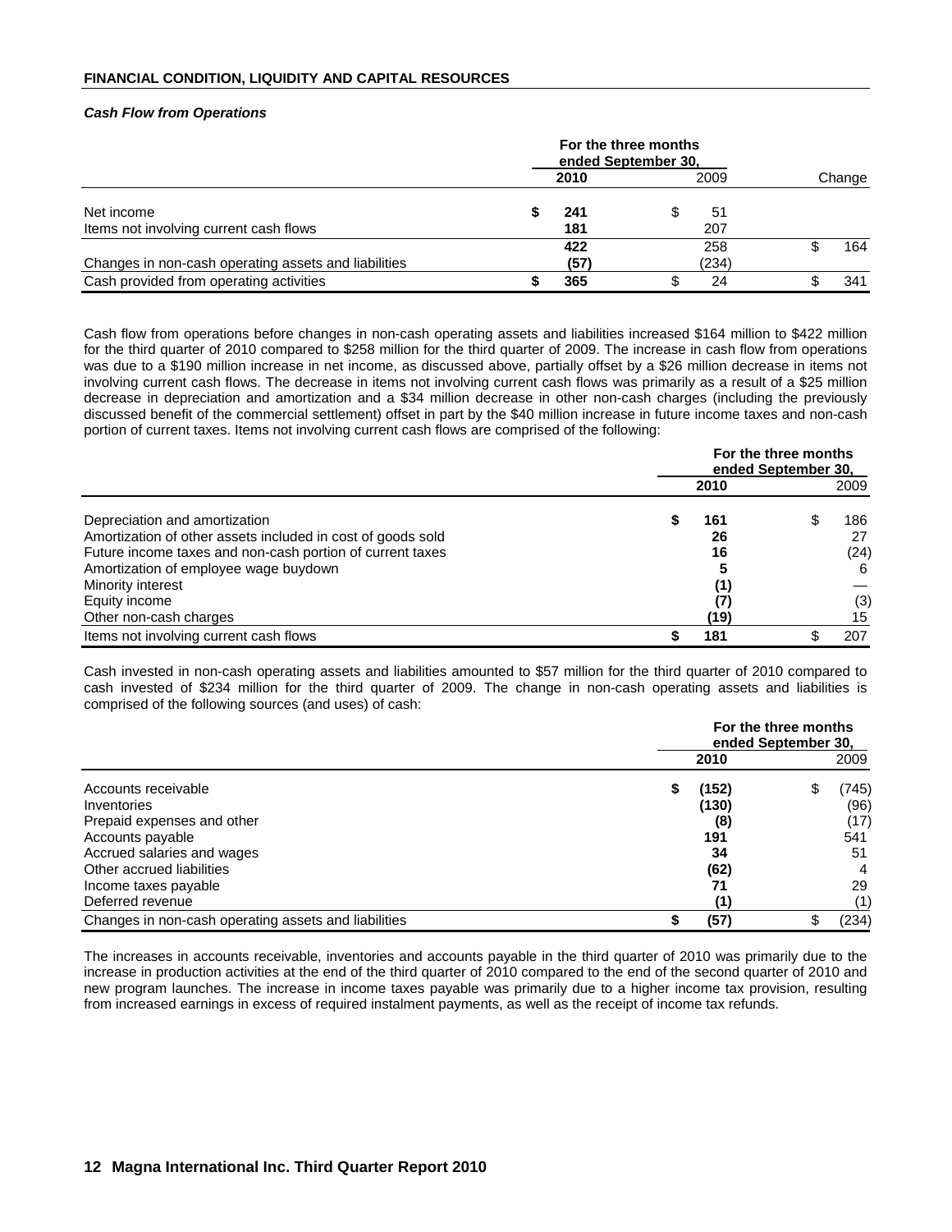## FINANCIAL CONDITION, LIQUIDITY AND CAPITAL RESOURCES

***Cash Flow from Operations***

| | For the three months ended September 30, | | |
|---|---|---|---|
| | **2010** | 2009 | Change |
| Net income | **$ 241** | $ 51 | |
| Items not involving current cash flows | **181** | 207 | |
| | **422** | 258 | $ 164 |
| Changes in non-cash operating assets and liabilities | **(57)** | (234) | |
| Cash provided from operating activities | **$ 365** | $ 24 | $ 341 |

Cash flow from operations before changes in non-cash operating assets and liabilities increased $164 million to $422 million for the third quarter of 2010 compared to $258 million for the third quarter of 2009. The increase in cash flow from operations was due to a $190 million increase in net income, as discussed above, partially offset by a $26 million decrease in items not involving current cash flows. The decrease in items not involving current cash flows was primarily as a result of a $25 million decrease in depreciation and amortization and a $34 million decrease in other non-cash charges (including the previously discussed benefit of the commercial settlement) offset in part by the $40 million increase in future income taxes and non-cash portion of current taxes. Items not involving current cash flows are comprised of the following:

| | For the three months ended September 30, | |
|---|---|---|
| | **2010** | 2009 |
| Depreciation and amortization | **$ 161** | $ 186 |
| Amortization of other assets included in cost of goods sold | **26** | 27 |
| Future income taxes and non-cash portion of current taxes | **16** | (24) |
| Amortization of employee wage buydown | **5** | 6 |
| Minority interest | **(1)** | — |
| Equity income | **(7)** | (3) |
| Other non-cash charges | **(19)** | 15 |
| Items not involving current cash flows | **$ 181** | $ 207 |

Cash invested in non-cash operating assets and liabilities amounted to $57 million for the third quarter of 2010 compared to cash invested of $234 million for the third quarter of 2009. The change in non-cash operating assets and liabilities is comprised of the following sources (and uses) of cash:

| | For the three months ended September 30, | |
|---|---|---|
| | **2010** | 2009 |
| Accounts receivable | **$ (152)** | $ (745) |
| Inventories | **(130)** | (96) |
| Prepaid expenses and other | **(8)** | (17) |
| Accounts payable | **191** | 541 |
| Accrued salaries and wages | **34** | 51 |
| Other accrued liabilities | **(62)** | 4 |
| Income taxes payable | **71** | 29 |
| Deferred revenue | **(1)** | (1) |
| Changes in non-cash operating assets and liabilities | **$ (57)** | $ (234) |

The increases in accounts receivable, inventories and accounts payable in the third quarter of 2010 was primarily due to the increase in production activities at the end of the third quarter of 2010 compared to the end of the second quarter of 2010 and new program launches. The increase in income taxes payable was primarily due to a higher income tax provision, resulting from increased earnings in excess of required instalment payments, as well as the receipt of income tax refunds.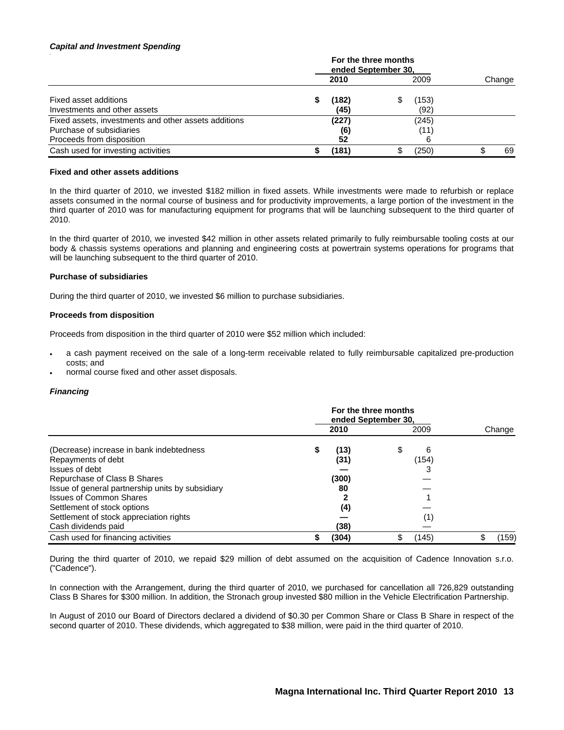***Capital and Investment Spending***

| | For the three months ended September 30, | | |
|---|---|---|---|
| | **2010** | 2009 | Change |
| Fixed asset additions | **$ (182)** | $ (153) | |
| Investments and other assets | **(45)** | (92) | |
| Fixed assets, investments and other assets additions | **(227)** | (245) | |
| Purchase of subsidiaries | **(6)** | (11) | |
| Proceeds from disposition | **52** | 6 | |
| Cash used for investing activities | **$ (181)** | $ (250) | $ 69 |

**Fixed and other assets additions**

In the third quarter of 2010, we invested $182 million in fixed assets. While investments were made to refurbish or replace assets consumed in the normal course of business and for productivity improvements, a large portion of the investment in the third quarter of 2010 was for manufacturing equipment for programs that will be launching subsequent to the third quarter of 2010.

In the third quarter of 2010, we invested $42 million in other assets related primarily to fully reimbursable tooling costs at our body & chassis systems operations and planning and engineering costs at powertrain systems operations for programs that will be launching subsequent to the third quarter of 2010.

**Purchase of subsidiaries**

During the third quarter of 2010, we invested $6 million to purchase subsidiaries.

**Proceeds from disposition**

Proceeds from disposition in the third quarter of 2010 were $52 million which included:

- a cash payment received on the sale of a long-term receivable related to fully reimbursable capitalized pre-production costs; and
- normal course fixed and other asset disposals.

***Financing***

| | For the three months ended September 30, | | |
|---|---|---|---|
| | **2010** | 2009 | Change |
| (Decrease) increase in bank indebtedness | **$ (13)** | $ 6 | |
| Repayments of debt | **(31)** | (154) | |
| Issues of debt | **—** | 3 | |
| Repurchase of Class B Shares | **(300)** | — | |
| Issue of general partnership units by subsidiary | **80** | — | |
| Issues of Common Shares | **2** | 1 | |
| Settlement of stock options | **(4)** | — | |
| Settlement of stock appreciation rights | **—** | (1) | |
| Cash dividends paid | **(38)** | — | |
| Cash used for financing activities | **$ (304)** | $ (145) | $ (159) |

During the third quarter of 2010, we repaid $29 million of debt assumed on the acquisition of Cadence Innovation s.r.o. ("Cadence").

In connection with the Arrangement, during the third quarter of 2010, we purchased for cancellation all 726,829 outstanding Class B Shares for $300 million. In addition, the Stronach group invested $80 million in the Vehicle Electrification Partnership.

In August of 2010 our Board of Directors declared a dividend of $0.30 per Common Share or Class B Share in respect of the second quarter of 2010. These dividends, which aggregated to $38 million, were paid in the third quarter of 2010.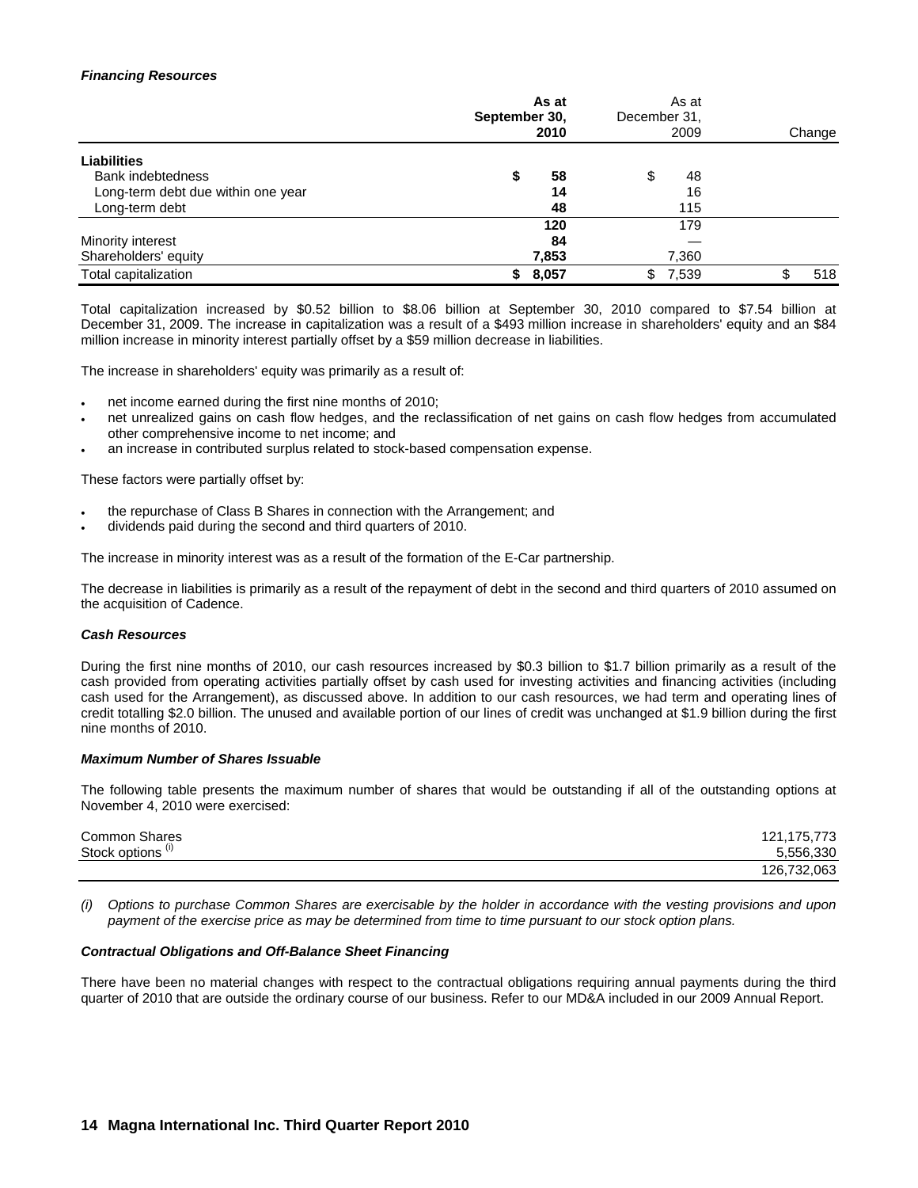#### *Financing Resources*

| | As at September 30, 2010 | As at December 31, 2009 | Change |
|---|---|---|---|
| **Liabilities** | | | |
| Bank indebtedness | $ 58 | $ 48 | |
| Long-term debt due within one year | 14 | 16 | |
| Long-term debt | 48 | 115 | |
| | 120 | 179 | |
| Minority interest | 84 | — | |
| Shareholders' equity | 7,853 | 7,360 | |
| Total capitalization | $ 8,057 | $ 7,539 | $ 518 |

Total capitalization increased by $0.52 billion to $8.06 billion at September 30, 2010 compared to $7.54 billion at December 31, 2009. The increase in capitalization was a result of a $493 million increase in shareholders' equity and an $84 million increase in minority interest partially offset by a $59 million decrease in liabilities.

The increase in shareholders' equity was primarily as a result of:

- net income earned during the first nine months of 2010;
- net unrealized gains on cash flow hedges, and the reclassification of net gains on cash flow hedges from accumulated other comprehensive income to net income; and
- an increase in contributed surplus related to stock-based compensation expense.

These factors were partially offset by:

- the repurchase of Class B Shares in connection with the Arrangement; and
- dividends paid during the second and third quarters of 2010.

The increase in minority interest was as a result of the formation of the E-Car partnership.

The decrease in liabilities is primarily as a result of the repayment of debt in the second and third quarters of 2010 assumed on the acquisition of Cadence.

#### *Cash Resources*

During the first nine months of 2010, our cash resources increased by $0.3 billion to $1.7 billion primarily as a result of the cash provided from operating activities partially offset by cash used for investing activities and financing activities (including cash used for the Arrangement), as discussed above. In addition to our cash resources, we had term and operating lines of credit totalling $2.0 billion. The unused and available portion of our lines of credit was unchanged at $1.9 billion during the first nine months of 2010.

#### *Maximum Number of Shares Issuable*

The following table presents the maximum number of shares that would be outstanding if all of the outstanding options at November 4, 2010 were exercised:

| | |
|---|---|
| Common Shares | 121,175,773 |
| Stock options [(i)] | 5,556,330 |
| | 126,732,063 |

*(i) Options to purchase Common Shares are exercisable by the holder in accordance with the vesting provisions and upon payment of the exercise price as may be determined from time to time pursuant to our stock option plans.*

#### *Contractual Obligations and Off-Balance Sheet Financing*

There have been no material changes with respect to the contractual obligations requiring annual payments during the third quarter of 2010 that are outside the ordinary course of our business. Refer to our MD&A included in our 2009 Annual Report.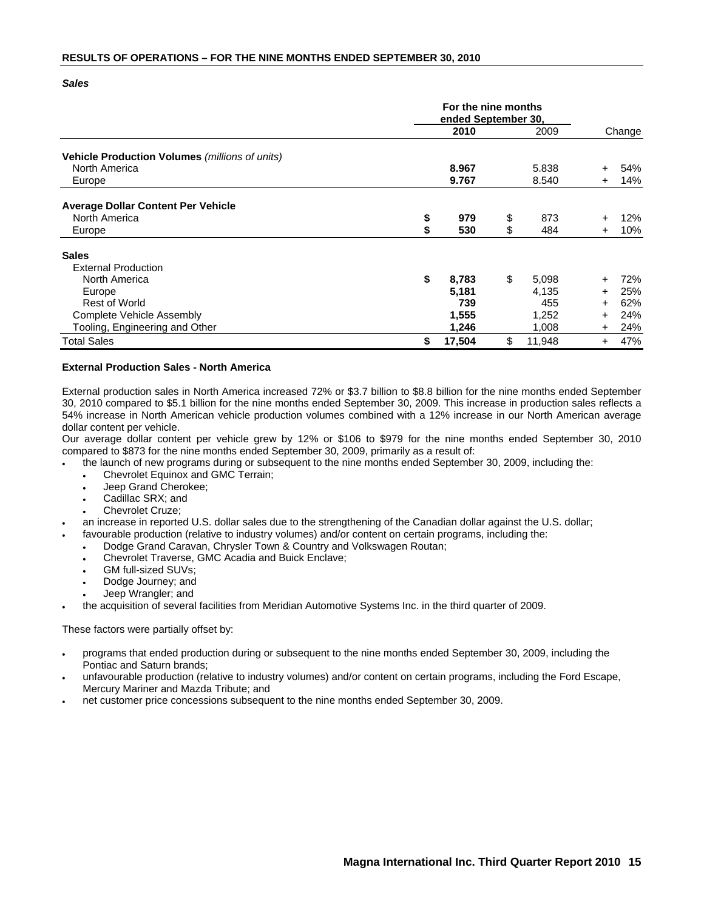## RESULTS OF OPERATIONS – FOR THE NINE MONTHS ENDED SEPTEMBER 30, 2010

***Sales***

| | For the nine months ended September 30, | | |
|---|---|---|---|
| | **2010** | 2009 | Change |
| **Vehicle Production Volumes** *(millions of units)* | | | |
| North America | **8.967** | 5.838 | + 54% |
| Europe | **9.767** | 8.540 | + 14% |
| **Average Dollar Content Per Vehicle** | | | |
| North America | **$ 979** | $ 873 | + 12% |
| Europe | **$ 530** | $ 484 | + 10% |
| **Sales** | | | |
| External Production | | | |
| North America | **$ 8,783** | $ 5,098 | + 72% |
| Europe | **5,181** | 4,135 | + 25% |
| Rest of World | **739** | 455 | + 62% |
| Complete Vehicle Assembly | **1,555** | 1,252 | + 24% |
| Tooling, Engineering and Other | **1,246** | 1,008 | + 24% |
| Total Sales | **$ 17,504** | $ 11,948 | + 47% |

**External Production Sales - North America**

External production sales in North America increased 72% or $3.7 billion to $8.8 billion for the nine months ended September 30, 2010 compared to $5.1 billion for the nine months ended September 30, 2009. This increase in production sales reflects a 54% increase in North American vehicle production volumes combined with a 12% increase in our North American average dollar content per vehicle.

Our average dollar content per vehicle grew by 12% or $106 to $979 for the nine months ended September 30, 2010 compared to $873 for the nine months ended September 30, 2009, primarily as a result of:

- the launch of new programs during or subsequent to the nine months ended September 30, 2009, including the:
  - Chevrolet Equinox and GMC Terrain;
  - Jeep Grand Cherokee;
  - Cadillac SRX; and
  - Chevrolet Cruze;
- an increase in reported U.S. dollar sales due to the strengthening of the Canadian dollar against the U.S. dollar;
- favourable production (relative to industry volumes) and/or content on certain programs, including the:
  - Dodge Grand Caravan, Chrysler Town & Country and Volkswagen Routan;
  - Chevrolet Traverse, GMC Acadia and Buick Enclave;
  - GM full-sized SUVs;
  - Dodge Journey; and
  - Jeep Wrangler; and
- the acquisition of several facilities from Meridian Automotive Systems Inc. in the third quarter of 2009.

These factors were partially offset by:

- programs that ended production during or subsequent to the nine months ended September 30, 2009, including the Pontiac and Saturn brands;
- unfavourable production (relative to industry volumes) and/or content on certain programs, including the Ford Escape, Mercury Mariner and Mazda Tribute; and
- net customer price concessions subsequent to the nine months ended September 30, 2009.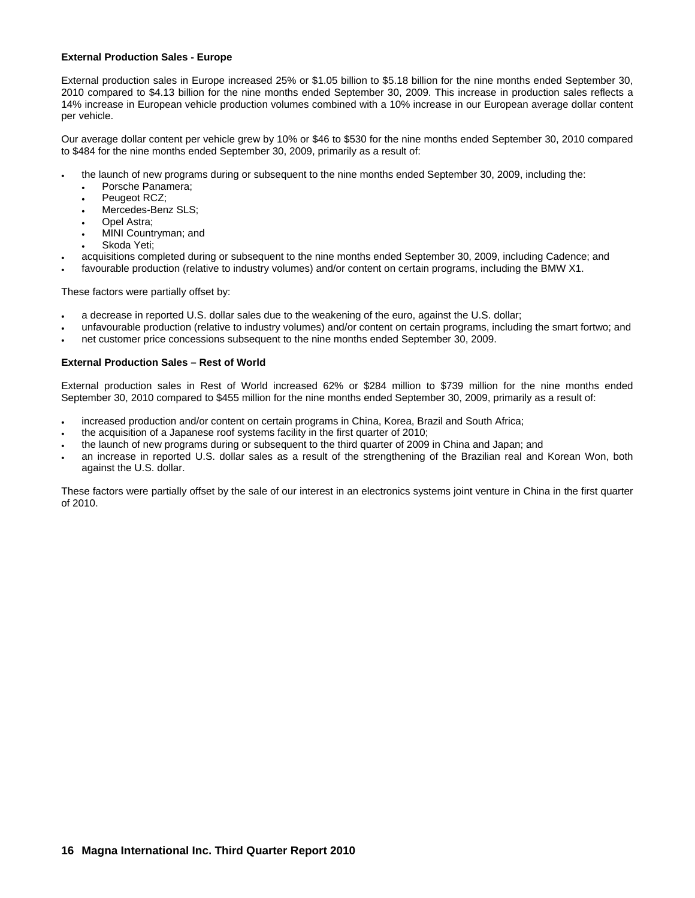**External Production Sales - Europe**

External production sales in Europe increased 25% or $1.05 billion to $5.18 billion for the nine months ended September 30, 2010 compared to $4.13 billion for the nine months ended September 30, 2009. This increase in production sales reflects a 14% increase in European vehicle production volumes combined with a 10% increase in our European average dollar content per vehicle.

Our average dollar content per vehicle grew by 10% or $46 to $530 for the nine months ended September 30, 2010 compared to $484 for the nine months ended September 30, 2009, primarily as a result of:

- the launch of new programs during or subsequent to the nine months ended September 30, 2009, including the:
  - Porsche Panamera;
  - Peugeot RCZ;
  - Mercedes-Benz SLS;
  - Opel Astra;
  - MINI Countryman; and
  - Skoda Yeti;
- acquisitions completed during or subsequent to the nine months ended September 30, 2009, including Cadence; and
- favourable production (relative to industry volumes) and/or content on certain programs, including the BMW X1.

These factors were partially offset by:

- a decrease in reported U.S. dollar sales due to the weakening of the euro, against the U.S. dollar;
- unfavourable production (relative to industry volumes) and/or content on certain programs, including the smart fortwo; and
- net customer price concessions subsequent to the nine months ended September 30, 2009.

**External Production Sales – Rest of World**

External production sales in Rest of World increased 62% or $284 million to $739 million for the nine months ended September 30, 2010 compared to $455 million for the nine months ended September 30, 2009, primarily as a result of:

- increased production and/or content on certain programs in China, Korea, Brazil and South Africa;
- the acquisition of a Japanese roof systems facility in the first quarter of 2010;
- the launch of new programs during or subsequent to the third quarter of 2009 in China and Japan; and
- an increase in reported U.S. dollar sales as a result of the strengthening of the Brazilian real and Korean Won, both against the U.S. dollar.

These factors were partially offset by the sale of our interest in an electronics systems joint venture in China in the first quarter of 2010.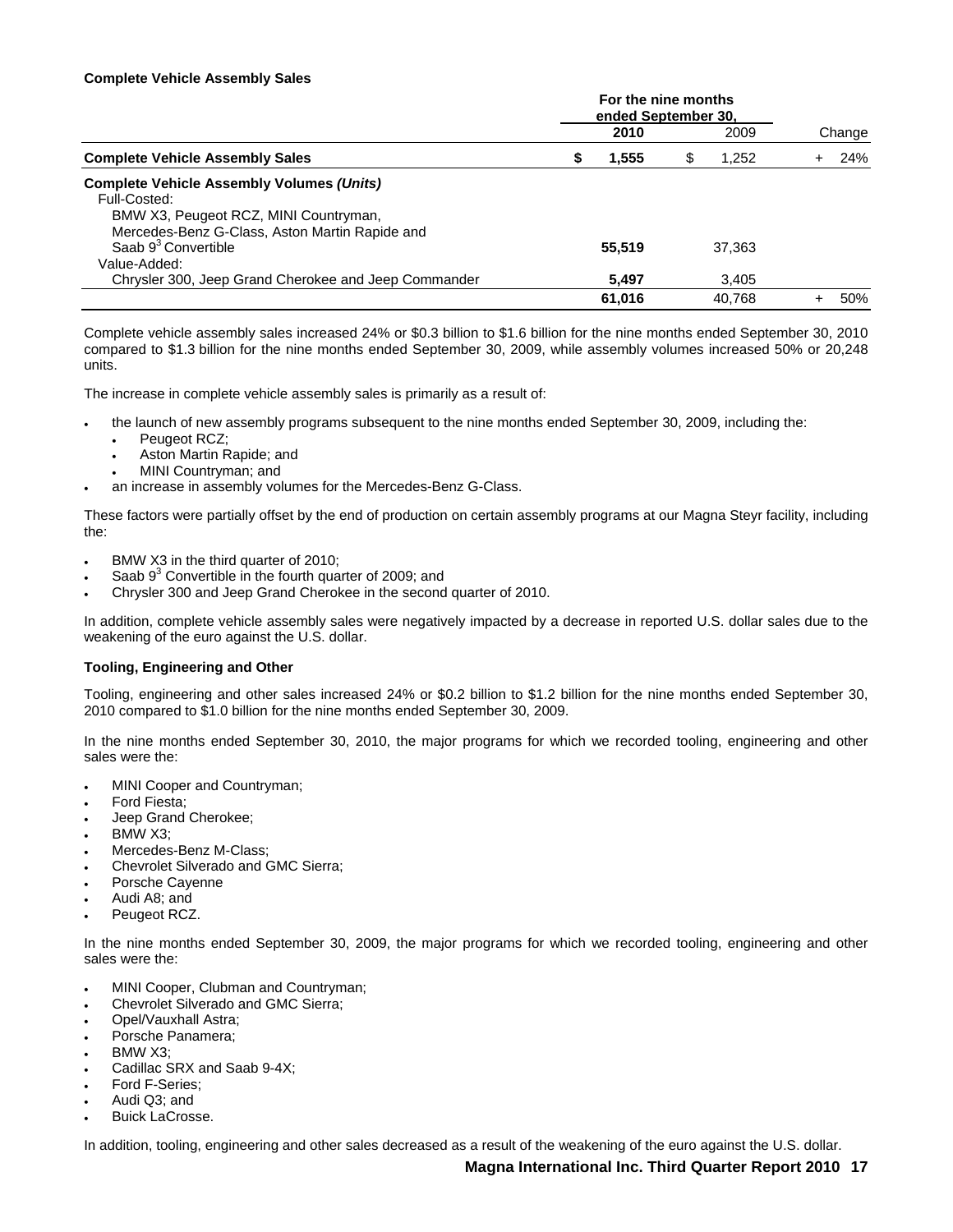### Complete Vehicle Assembly Sales

| | For the nine months ended September 30, | | |
|---|---|---|---|
| | 2010 | 2009 | Change |
| **Complete Vehicle Assembly Sales** | **$ 1,555** | $ 1,252 | + 24% |
| **Complete Vehicle Assembly Volumes *(Units)*** | | | |
| Full-Costed: | | | |
| BMW X3, Peugeot RCZ, MINI Countryman, Mercedes-Benz G-Class, Aston Martin Rapide and Saab 9[3] Convertible | **55,519** | 37,363 | |
| Value-Added: | | | |
| Chrysler 300, Jeep Grand Cherokee and Jeep Commander | **5,497** | 3,405 | |
| | **61,016** | 40,768 | + 50% |

Complete vehicle assembly sales increased 24% or $0.3 billion to $1.6 billion for the nine months ended September 30, 2010 compared to $1.3 billion for the nine months ended September 30, 2009, while assembly volumes increased 50% or 20,248 units.

The increase in complete vehicle assembly sales is primarily as a result of:

- the launch of new assembly programs subsequent to the nine months ended September 30, 2009, including the:
  - Peugeot RCZ;
  - Aston Martin Rapide; and
  - MINI Countryman; and
- an increase in assembly volumes for the Mercedes-Benz G-Class.

These factors were partially offset by the end of production on certain assembly programs at our Magna Steyr facility, including the:

- BMW X3 in the third quarter of 2010;
- Saab 9[3] Convertible in the fourth quarter of 2009; and
- Chrysler 300 and Jeep Grand Cherokee in the second quarter of 2010.

In addition, complete vehicle assembly sales were negatively impacted by a decrease in reported U.S. dollar sales due to the weakening of the euro against the U.S. dollar.

### Tooling, Engineering and Other

Tooling, engineering and other sales increased 24% or $0.2 billion to $1.2 billion for the nine months ended September 30, 2010 compared to $1.0 billion for the nine months ended September 30, 2009.

In the nine months ended September 30, 2010, the major programs for which we recorded tooling, engineering and other sales were the:

- MINI Cooper and Countryman;
- Ford Fiesta;
- Jeep Grand Cherokee;
- BMW X3;
- Mercedes-Benz M-Class;
- Chevrolet Silverado and GMC Sierra;
- Porsche Cayenne
- Audi A8; and
- Peugeot RCZ.

In the nine months ended September 30, 2009, the major programs for which we recorded tooling, engineering and other sales were the:

- MINI Cooper, Clubman and Countryman;
- Chevrolet Silverado and GMC Sierra;
- Opel/Vauxhall Astra;
- Porsche Panamera;
- BMW X3;
- Cadillac SRX and Saab 9-4X;
- Ford F-Series;
- Audi Q3; and
- Buick LaCrosse.

In addition, tooling, engineering and other sales decreased as a result of the weakening of the euro against the U.S. dollar.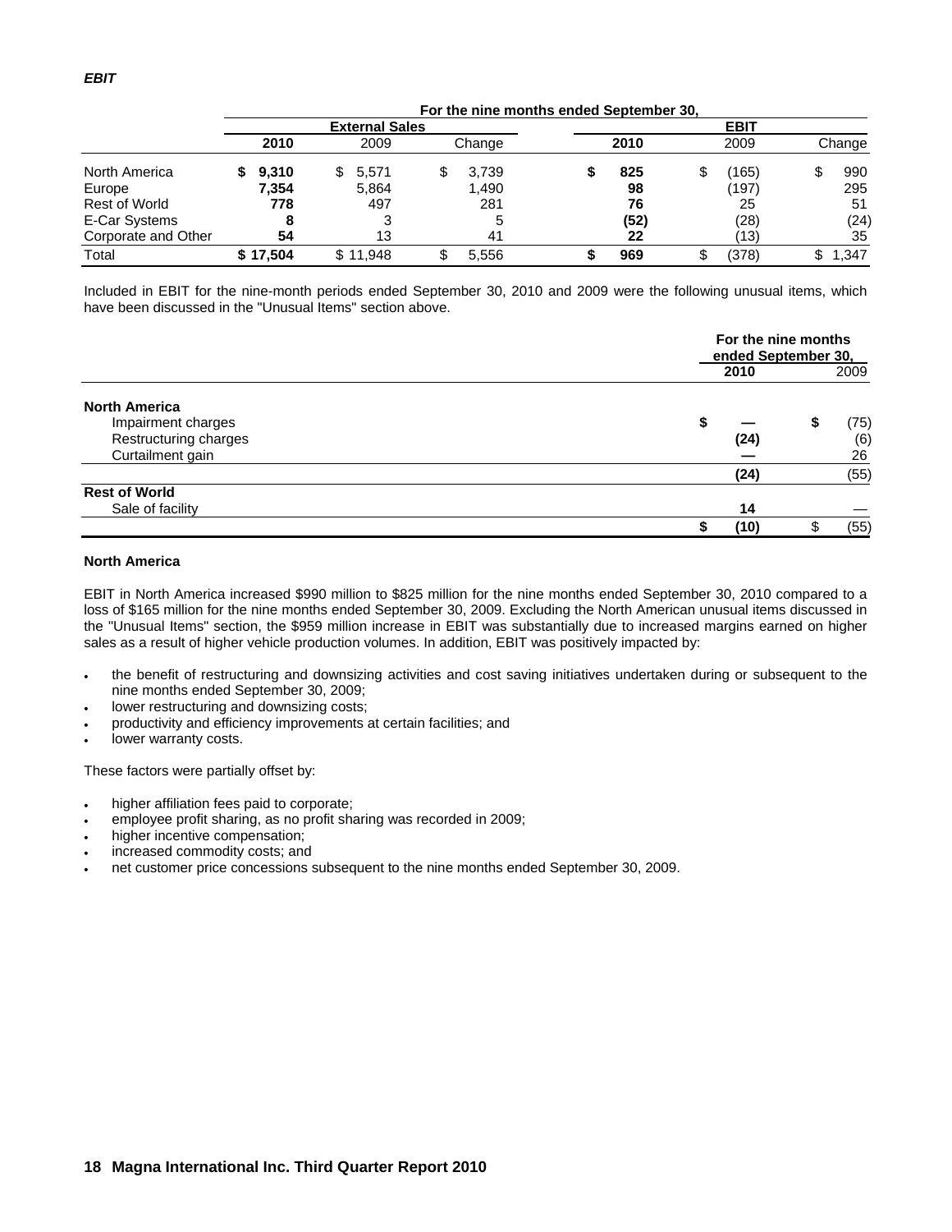***EBIT***

| | For the nine months ended September 30, | | | | | |
|---|---|---|---|---|---|---|
| | External Sales | | | EBIT | | |
| | **2010** | 2009 | Change | **2010** | 2009 | Change |
| North America | **$ 9,310** | $ 5,571 | $ 3,739 | **$ 825** | $ (165) | $ 990 |
| Europe | **7,354** | 5,864 | 1,490 | **98** | (197) | 295 |
| Rest of World | **778** | 497 | 281 | **76** | 25 | 51 |
| E-Car Systems | **8** | 3 | 5 | **(52)** | (28) | (24) |
| Corporate and Other | **54** | 13 | 41 | **22** | (13) | 35 |
| Total | **$ 17,504** | $ 11,948 | $ 5,556 | **$ 969** | $ (378) | $ 1,347 |

Included in EBIT for the nine-month periods ended September 30, 2010 and 2009 were the following unusual items, which have been discussed in the "Unusual Items" section above.

| | For the nine months ended September 30, | |
|---|---|---|
| | **2010** | 2009 |
| **North America** | | |
| Impairment charges | **$ —** | $ (75) |
| Restructuring charges | **(24)** | (6) |
| Curtailment gain | **—** | 26 |
| | **(24)** | (55) |
| **Rest of World** | | |
| Sale of facility | **14** | — |
| | **$ (10)** | $ (55) |

**North America**

EBIT in North America increased $990 million to $825 million for the nine months ended September 30, 2010 compared to a loss of $165 million for the nine months ended September 30, 2009. Excluding the North American unusual items discussed in the "Unusual Items" section, the $959 million increase in EBIT was substantially due to increased margins earned on higher sales as a result of higher vehicle production volumes. In addition, EBIT was positively impacted by:

- the benefit of restructuring and downsizing activities and cost saving initiatives undertaken during or subsequent to the nine months ended September 30, 2009;
- lower restructuring and downsizing costs;
- productivity and efficiency improvements at certain facilities; and
- lower warranty costs.

These factors were partially offset by:

- higher affiliation fees paid to corporate;
- employee profit sharing, as no profit sharing was recorded in 2009;
- higher incentive compensation;
- increased commodity costs; and
- net customer price concessions subsequent to the nine months ended September 30, 2009.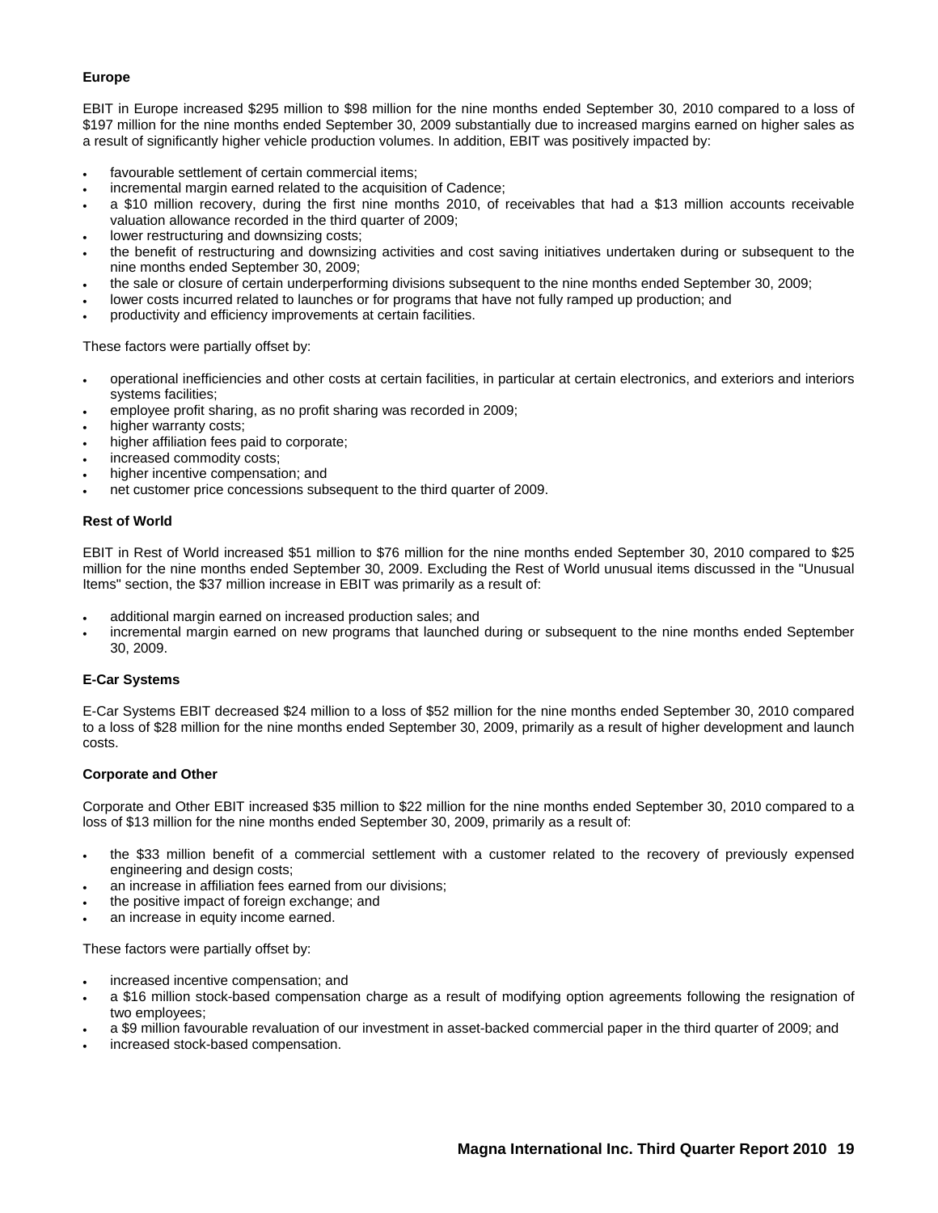**Europe**

EBIT in Europe increased $295 million to $98 million for the nine months ended September 30, 2010 compared to a loss of $197 million for the nine months ended September 30, 2009 substantially due to increased margins earned on higher sales as a result of significantly higher vehicle production volumes. In addition, EBIT was positively impacted by:

- favourable settlement of certain commercial items;
- incremental margin earned related to the acquisition of Cadence;
- a $10 million recovery, during the first nine months 2010, of receivables that had a $13 million accounts receivable valuation allowance recorded in the third quarter of 2009;
- lower restructuring and downsizing costs;
- the benefit of restructuring and downsizing activities and cost saving initiatives undertaken during or subsequent to the nine months ended September 30, 2009;
- the sale or closure of certain underperforming divisions subsequent to the nine months ended September 30, 2009;
- lower costs incurred related to launches or for programs that have not fully ramped up production; and
- productivity and efficiency improvements at certain facilities.

These factors were partially offset by:

- operational inefficiencies and other costs at certain facilities, in particular at certain electronics, and exteriors and interiors systems facilities;
- employee profit sharing, as no profit sharing was recorded in 2009;
- higher warranty costs;
- higher affiliation fees paid to corporate;
- increased commodity costs;
- higher incentive compensation; and
- net customer price concessions subsequent to the third quarter of 2009.

**Rest of World**

EBIT in Rest of World increased $51 million to $76 million for the nine months ended September 30, 2010 compared to $25 million for the nine months ended September 30, 2009. Excluding the Rest of World unusual items discussed in the "Unusual Items" section, the $37 million increase in EBIT was primarily as a result of:

- additional margin earned on increased production sales; and
- incremental margin earned on new programs that launched during or subsequent to the nine months ended September 30, 2009.

**E-Car Systems**

E-Car Systems EBIT decreased $24 million to a loss of $52 million for the nine months ended September 30, 2010 compared to a loss of $28 million for the nine months ended September 30, 2009, primarily as a result of higher development and launch costs.

**Corporate and Other**

Corporate and Other EBIT increased $35 million to $22 million for the nine months ended September 30, 2010 compared to a loss of $13 million for the nine months ended September 30, 2009, primarily as a result of:

- the $33 million benefit of a commercial settlement with a customer related to the recovery of previously expensed engineering and design costs;
- an increase in affiliation fees earned from our divisions;
- the positive impact of foreign exchange; and
- an increase in equity income earned.

These factors were partially offset by:

- increased incentive compensation; and
- a $16 million stock-based compensation charge as a result of modifying option agreements following the resignation of two employees;
- a $9 million favourable revaluation of our investment in asset-backed commercial paper in the third quarter of 2009; and
- increased stock-based compensation.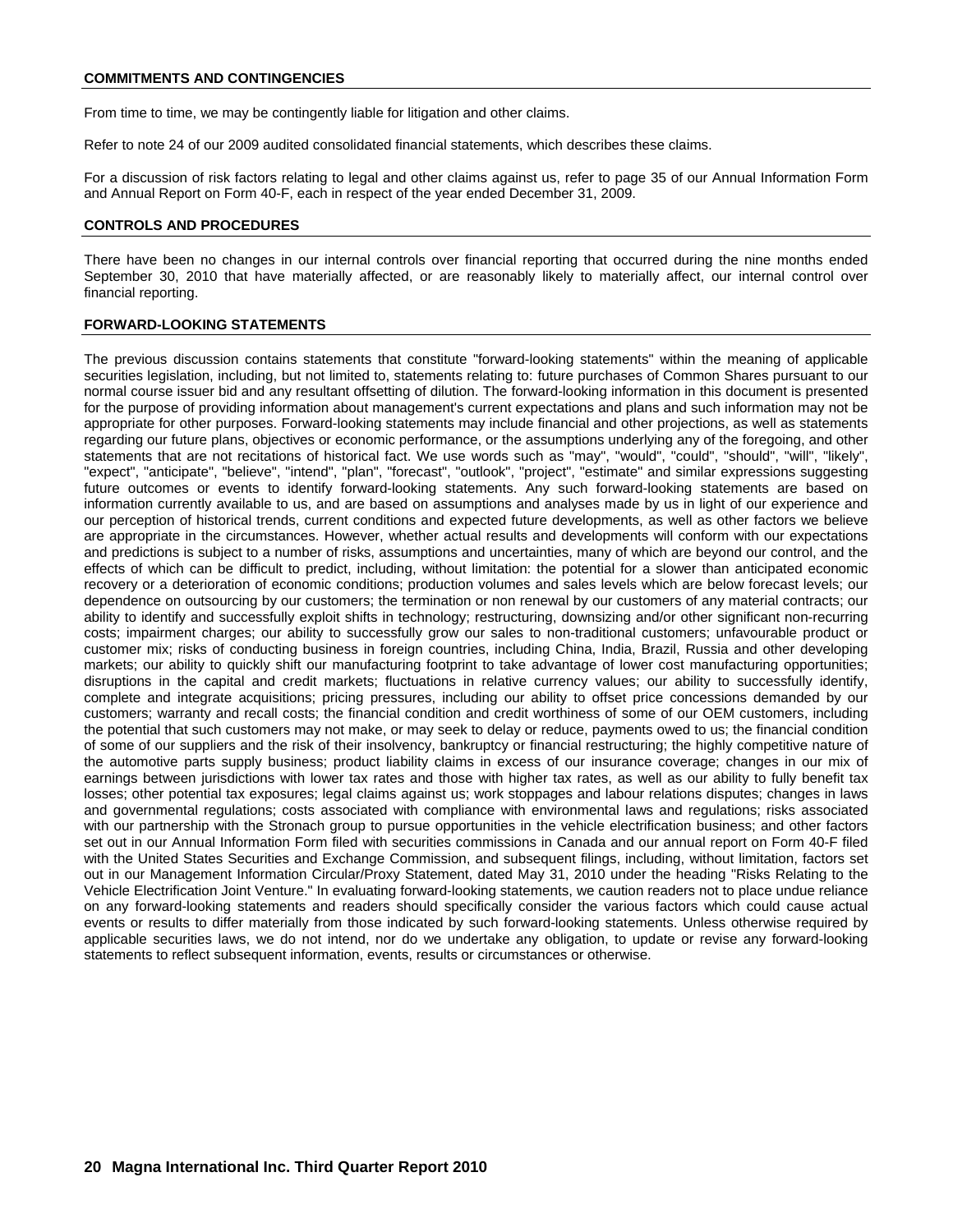## COMMITMENTS AND CONTINGENCIES

From time to time, we may be contingently liable for litigation and other claims.

Refer to note 24 of our 2009 audited consolidated financial statements, which describes these claims.

For a discussion of risk factors relating to legal and other claims against us, refer to page 35 of our Annual Information Form and Annual Report on Form 40-F, each in respect of the year ended December 31, 2009.

## CONTROLS AND PROCEDURES

There have been no changes in our internal controls over financial reporting that occurred during the nine months ended September 30, 2010 that have materially affected, or are reasonably likely to materially affect, our internal control over financial reporting.

## FORWARD-LOOKING STATEMENTS

The previous discussion contains statements that constitute "forward-looking statements" within the meaning of applicable securities legislation, including, but not limited to, statements relating to: future purchases of Common Shares pursuant to our normal course issuer bid and any resultant offsetting of dilution. The forward-looking information in this document is presented for the purpose of providing information about management's current expectations and plans and such information may not be appropriate for other purposes. Forward-looking statements may include financial and other projections, as well as statements regarding our future plans, objectives or economic performance, or the assumptions underlying any of the foregoing, and other statements that are not recitations of historical fact. We use words such as "may", "would", "could", "should", "will", "likely", "expect", "anticipate", "believe", "intend", "plan", "forecast", "outlook", "project", "estimate" and similar expressions suggesting future outcomes or events to identify forward-looking statements. Any such forward-looking statements are based on information currently available to us, and are based on assumptions and analyses made by us in light of our experience and our perception of historical trends, current conditions and expected future developments, as well as other factors we believe are appropriate in the circumstances. However, whether actual results and developments will conform with our expectations and predictions is subject to a number of risks, assumptions and uncertainties, many of which are beyond our control, and the effects of which can be difficult to predict, including, without limitation: the potential for a slower than anticipated economic recovery or a deterioration of economic conditions; production volumes and sales levels which are below forecast levels; our dependence on outsourcing by our customers; the termination or non renewal by our customers of any material contracts; our ability to identify and successfully exploit shifts in technology; restructuring, downsizing and/or other significant non-recurring costs; impairment charges; our ability to successfully grow our sales to non-traditional customers; unfavourable product or customer mix; risks of conducting business in foreign countries, including China, India, Brazil, Russia and other developing markets; our ability to quickly shift our manufacturing footprint to take advantage of lower cost manufacturing opportunities; disruptions in the capital and credit markets; fluctuations in relative currency values; our ability to successfully identify, complete and integrate acquisitions; pricing pressures, including our ability to offset price concessions demanded by our customers; warranty and recall costs; the financial condition and credit worthiness of some of our OEM customers, including the potential that such customers may not make, or may seek to delay or reduce, payments owed to us; the financial condition of some of our suppliers and the risk of their insolvency, bankruptcy or financial restructuring; the highly competitive nature of the automotive parts supply business; product liability claims in excess of our insurance coverage; changes in our mix of earnings between jurisdictions with lower tax rates and those with higher tax rates, as well as our ability to fully benefit tax losses; other potential tax exposures; legal claims against us; work stoppages and labour relations disputes; changes in laws and governmental regulations; costs associated with compliance with environmental laws and regulations; risks associated with our partnership with the Stronach group to pursue opportunities in the vehicle electrification business; and other factors set out in our Annual Information Form filed with securities commissions in Canada and our annual report on Form 40-F filed with the United States Securities and Exchange Commission, and subsequent filings, including, without limitation, factors set out in our Management Information Circular/Proxy Statement, dated May 31, 2010 under the heading "Risks Relating to the Vehicle Electrification Joint Venture." In evaluating forward-looking statements, we caution readers not to place undue reliance on any forward-looking statements and readers should specifically consider the various factors which could cause actual events or results to differ materially from those indicated by such forward-looking statements. Unless otherwise required by applicable securities laws, we do not intend, nor do we undertake any obligation, to update or revise any forward-looking statements to reflect subsequent information, events, results or circumstances or otherwise.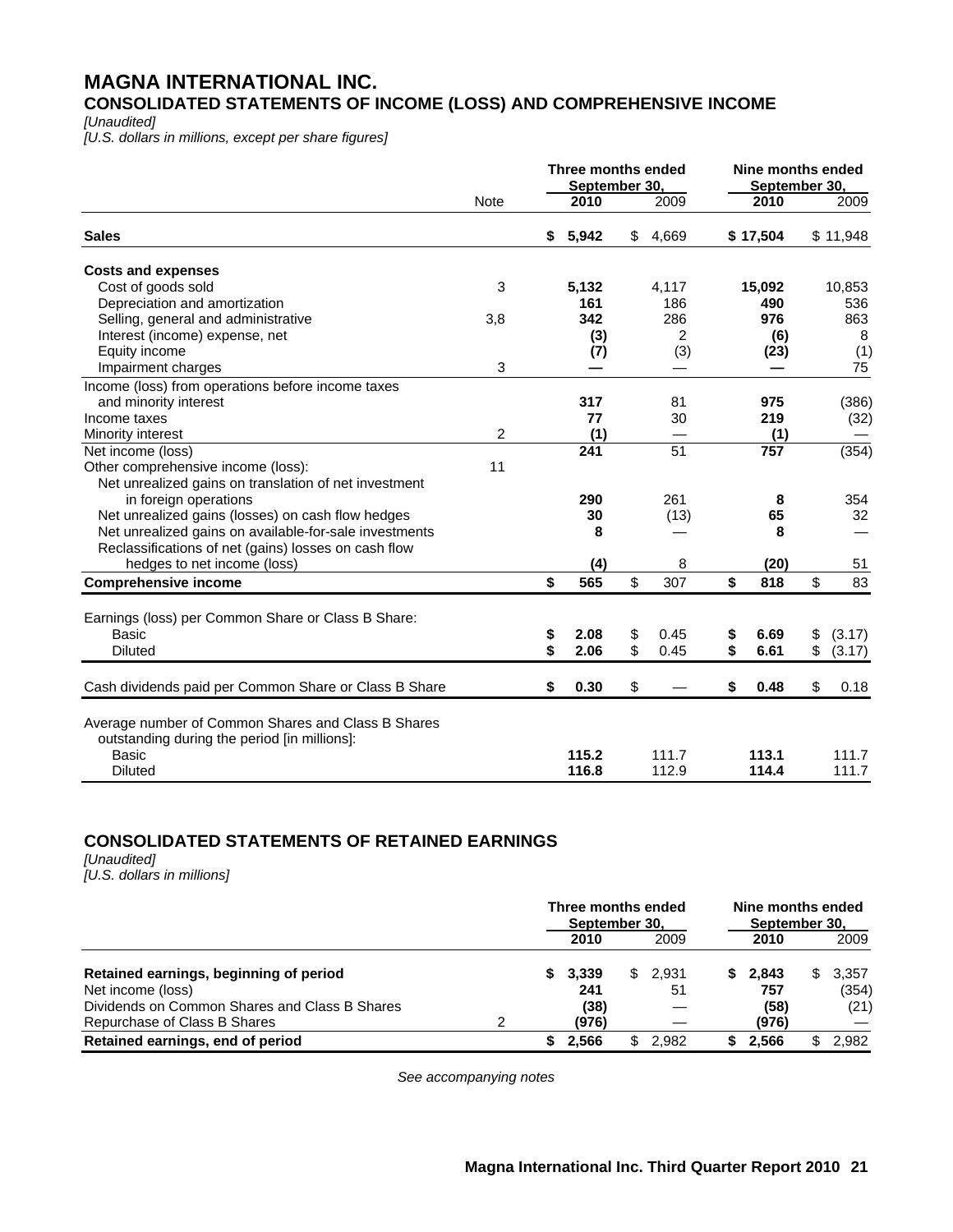# MAGNA INTERNATIONAL INC.

## CONSOLIDATED STATEMENTS OF INCOME (LOSS) AND COMPREHENSIVE INCOME

*[Unaudited]*
*[U.S. dollars in millions, except per share figures]*

| | Note | Three months ended September 30, 2010 | Three months ended September 30, 2009 | Nine months ended September 30, 2010 | Nine months ended September 30, 2009 |
|---|---|---|---|---|---|
| **Sales** | | **$ 5,942** | $ 4,669 | **$ 17,504** | $ 11,948 |
| **Costs and expenses** | | | | | |
| Cost of goods sold | 3 | **5,132** | 4,117 | **15,092** | 10,853 |
| Depreciation and amortization | | **161** | 186 | **490** | 536 |
| Selling, general and administrative | 3,8 | **342** | 286 | **976** | 863 |
| Interest (income) expense, net | | **(3)** | 2 | **(6)** | 8 |
| Equity income | | **(7)** | (3) | **(23)** | (1) |
| Impairment charges | 3 | **—** | — | **—** | 75 |
| Income (loss) from operations before income taxes and minority interest | | **317** | 81 | **975** | (386) |
| Income taxes | | **77** | 30 | **219** | (32) |
| Minority interest | 2 | **(1)** | — | **(1)** | — |
| Net income (loss) | | **241** | 51 | **757** | (354) |
| Other comprehensive income (loss): | 11 | | | | |
| Net unrealized gains on translation of net investment in foreign operations | | **290** | 261 | **8** | 354 |
| Net unrealized gains (losses) on cash flow hedges | | **30** | (13) | **65** | 32 |
| Net unrealized gains on available-for-sale investments | | **8** | — | **8** | — |
| Reclassifications of net (gains) losses on cash flow hedges to net income (loss) | | **(4)** | 8 | **(20)** | 51 |
| **Comprehensive income** | | **$ 565** | $ 307 | **$ 818** | $ 83 |
| Earnings (loss) per Common Share or Class B Share: | | | | | |
| Basic | | **$ 2.08** | $ 0.45 | **$ 6.69** | $ (3.17) |
| Diluted | | **$ 2.06** | $ 0.45 | **$ 6.61** | $ (3.17) |
| Cash dividends paid per Common Share or Class B Share | | **$ 0.30** | $ — | **$ 0.48** | $ 0.18 |
| Average number of Common Shares and Class B Shares outstanding during the period [in millions]: | | | | | |
| Basic | | **115.2** | 111.7 | **113.1** | 111.7 |
| Diluted | | **116.8** | 112.9 | **114.4** | 111.7 |

## CONSOLIDATED STATEMENTS OF RETAINED EARNINGS

*[Unaudited]*
*[U.S. dollars in millions]*

| | Note | Three months ended September 30, 2010 | Three months ended September 30, 2009 | Nine months ended September 30, 2010 | Nine months ended September 30, 2009 |
|---|---|---|---|---|---|
| **Retained earnings, beginning of period** | | **$ 3,339** | $ 2,931 | **$ 2,843** | $ 3,357 |
| Net income (loss) | | **241** | 51 | **757** | (354) |
| Dividends on Common Shares and Class B Shares | | **(38)** | — | **(58)** | (21) |
| Repurchase of Class B Shares | 2 | **(976)** | — | **(976)** | — |
| **Retained earnings, end of period** | | **$ 2,566** | $ 2,982 | **$ 2,566** | $ 2,982 |

*See accompanying notes*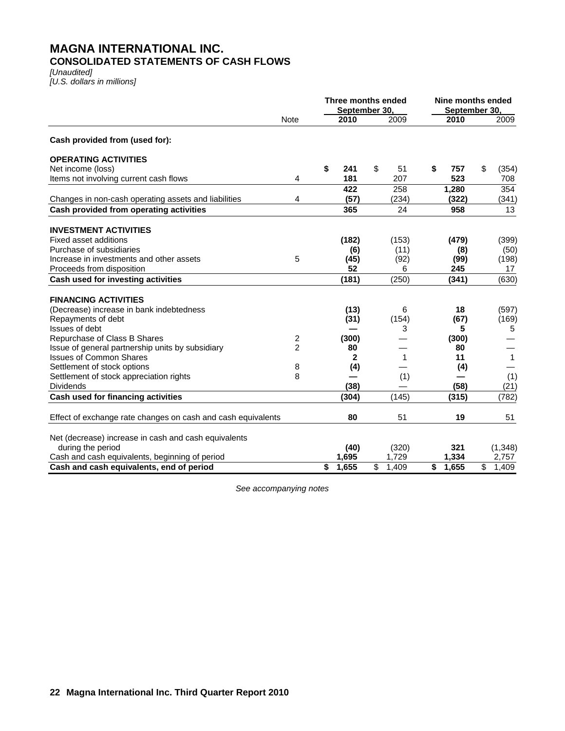# MAGNA INTERNATIONAL INC.
## CONSOLIDATED STATEMENTS OF CASH FLOWS

*[Unaudited]*
*[U.S. dollars in millions]*

| | Note | Three months ended September 30, | | Nine months ended September 30, | |
|---|---|---|---|---|---|
| | | **2010** | 2009 | **2010** | 2009 |
| **Cash provided from (used for):** | | | | | |
| **OPERATING ACTIVITIES** | | | | | |
| Net income (loss) | | **$ 241** | $ 51 | **$ 757** | $ (354) |
| Items not involving current cash flows | 4 | **181** | 207 | **523** | 708 |
| | | **422** | 258 | **1,280** | 354 |
| Changes in non-cash operating assets and liabilities | 4 | **(57)** | (234) | **(322)** | (341) |
| **Cash provided from operating activities** | | **365** | 24 | **958** | 13 |
| **INVESTMENT ACTIVITIES** | | | | | |
| Fixed asset additions | | **(182)** | (153) | **(479)** | (399) |
| Purchase of subsidiaries | | **(6)** | (11) | **(8)** | (50) |
| Increase in investments and other assets | 5 | **(45)** | (92) | **(99)** | (198) |
| Proceeds from disposition | | **52** | 6 | **245** | 17 |
| **Cash used for investing activities** | | **(181)** | (250) | **(341)** | (630) |
| **FINANCING ACTIVITIES** | | | | | |
| (Decrease) increase in bank indebtedness | | **(13)** | 6 | **18** | (597) |
| Repayments of debt | | **(31)** | (154) | **(67)** | (169) |
| Issues of debt | | **—** | 3 | **5** | 5 |
| Repurchase of Class B Shares | 2 | **(300)** | — | **(300)** | — |
| Issue of general partnership units by subsidiary | 2 | **80** | — | **80** | — |
| Issues of Common Shares | | **2** | 1 | **11** | 1 |
| Settlement of stock options | 8 | **(4)** | — | **(4)** | — |
| Settlement of stock appreciation rights | 8 | **—** | (1) | **—** | (1) |
| Dividends | | **(38)** | — | **(58)** | (21) |
| **Cash used for financing activities** | | **(304)** | (145) | **(315)** | (782) |
| Effect of exchange rate changes on cash and cash equivalents | | **80** | 51 | **19** | 51 |
| Net (decrease) increase in cash and cash equivalents during the period | | **(40)** | (320) | **321** | (1,348) |
| Cash and cash equivalents, beginning of period | | **1,695** | 1,729 | **1,334** | 2,757 |
| **Cash and cash equivalents, end of period** | | **$ 1,655** | $ 1,409 | **$ 1,655** | $ 1,409 |

*See accompanying notes*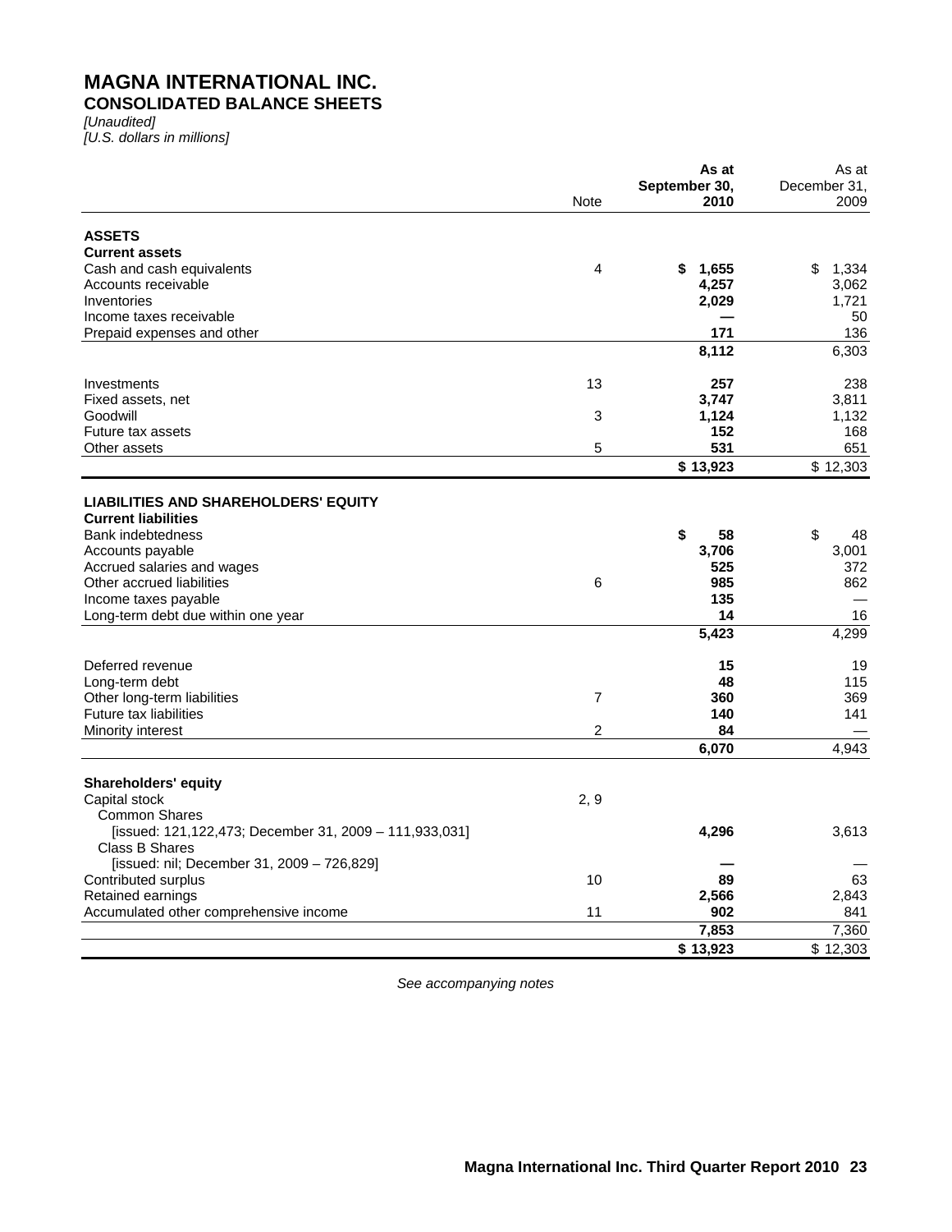# MAGNA INTERNATIONAL INC.
## CONSOLIDATED BALANCE SHEETS

*[Unaudited]*
*[U.S. dollars in millions]*

| | Note | **As at September 30, 2010** | As at December 31, 2009 |
|---|---|---|---|
| **ASSETS** | | | |
| **Current assets** | | | |
| Cash and cash equivalents | 4 | **$ 1,655** | $ 1,334 |
| Accounts receivable | | **4,257** | 3,062 |
| Inventories | | **2,029** | 1,721 |
| Income taxes receivable | | **—** | 50 |
| Prepaid expenses and other | | **171** | 136 |
| | | **8,112** | 6,303 |
| Investments | 13 | **257** | 238 |
| Fixed assets, net | | **3,747** | 3,811 |
| Goodwill | 3 | **1,124** | 1,132 |
| Future tax assets | | **152** | 168 |
| Other assets | 5 | **531** | 651 |
| | | **$ 13,923** | $ 12,303 |
| **LIABILITIES AND SHAREHOLDERS' EQUITY** | | | |
| **Current liabilities** | | | |
| Bank indebtedness | | **$ 58** | $ 48 |
| Accounts payable | | **3,706** | 3,001 |
| Accrued salaries and wages | | **525** | 372 |
| Other accrued liabilities | 6 | **985** | 862 |
| Income taxes payable | | **135** | — |
| Long-term debt due within one year | | **14** | 16 |
| | | **5,423** | 4,299 |
| Deferred revenue | | **15** | 19 |
| Long-term debt | | **48** | 115 |
| Other long-term liabilities | 7 | **360** | 369 |
| Future tax liabilities | | **140** | 141 |
| Minority interest | 2 | **84** | — |
| | | **6,070** | 4,943 |
| **Shareholders' equity** | | | |
| Capital stock | 2, 9 | | |
| Common Shares | | | |
| [issued: 121,122,473; December 31, 2009 – 111,933,031] | | **4,296** | 3,613 |
| Class B Shares | | | |
| [issued: nil; December 31, 2009 – 726,829] | | **—** | — |
| Contributed surplus | 10 | **89** | 63 |
| Retained earnings | | **2,566** | 2,843 |
| Accumulated other comprehensive income | 11 | **902** | 841 |
| | | **7,853** | 7,360 |
| | | **$ 13,923** | $ 12,303 |

*See accompanying notes*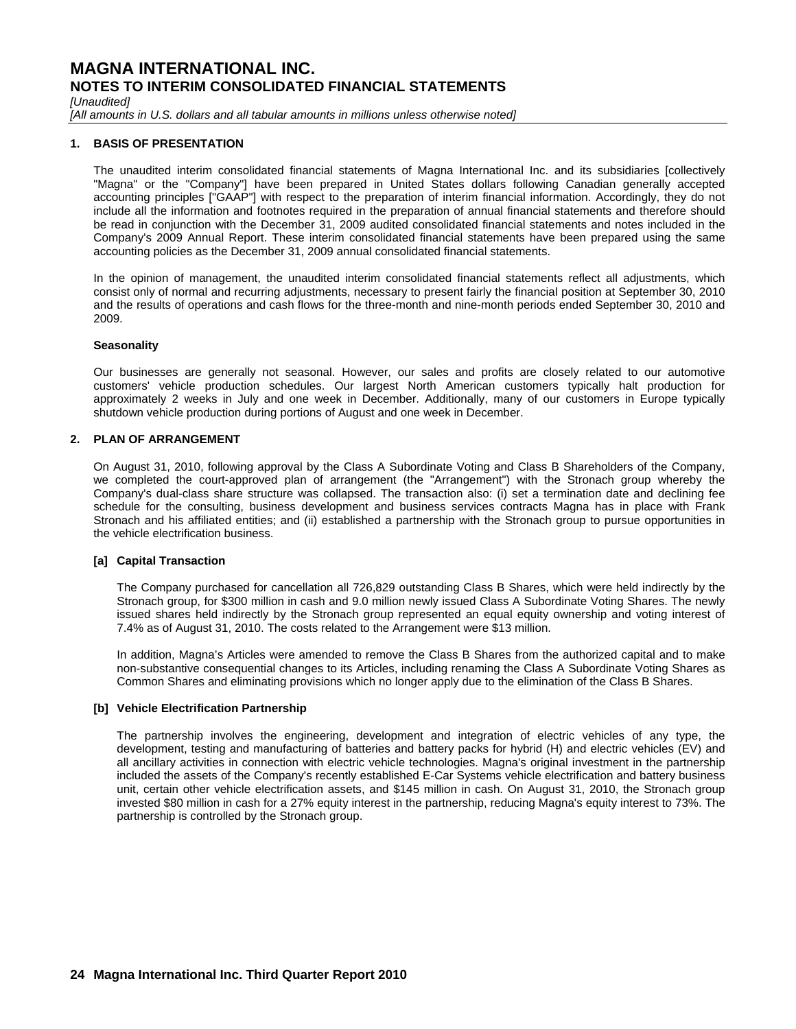# MAGNA INTERNATIONAL INC.
## NOTES TO INTERIM CONSOLIDATED FINANCIAL STATEMENTS

*[Unaudited]*
*[All amounts in U.S. dollars and all tabular amounts in millions unless otherwise noted]*

### 1. BASIS OF PRESENTATION

The unaudited interim consolidated financial statements of Magna International Inc. and its subsidiaries [collectively "Magna" or the "Company"] have been prepared in United States dollars following Canadian generally accepted accounting principles ["GAAP"] with respect to the preparation of interim financial information. Accordingly, they do not include all the information and footnotes required in the preparation of annual financial statements and therefore should be read in conjunction with the December 31, 2009 audited consolidated financial statements and notes included in the Company's 2009 Annual Report. These interim consolidated financial statements have been prepared using the same accounting policies as the December 31, 2009 annual consolidated financial statements.

In the opinion of management, the unaudited interim consolidated financial statements reflect all adjustments, which consist only of normal and recurring adjustments, necessary to present fairly the financial position at September 30, 2010 and the results of operations and cash flows for the three-month and nine-month periods ended September 30, 2010 and 2009.

**Seasonality**

Our businesses are generally not seasonal. However, our sales and profits are closely related to our automotive customers' vehicle production schedules. Our largest North American customers typically halt production for approximately 2 weeks in July and one week in December. Additionally, many of our customers in Europe typically shutdown vehicle production during portions of August and one week in December.

### 2. PLAN OF ARRANGEMENT

On August 31, 2010, following approval by the Class A Subordinate Voting and Class B Shareholders of the Company, we completed the court-approved plan of arrangement (the "Arrangement") with the Stronach group whereby the Company's dual-class share structure was collapsed. The transaction also: (i) set a termination date and declining fee schedule for the consulting, business development and business services contracts Magna has in place with Frank Stronach and his affiliated entities; and (ii) established a partnership with the Stronach group to pursue opportunities in the vehicle electrification business.

**[a] Capital Transaction**

The Company purchased for cancellation all 726,829 outstanding Class B Shares, which were held indirectly by the Stronach group, for $300 million in cash and 9.0 million newly issued Class A Subordinate Voting Shares. The newly issued shares held indirectly by the Stronach group represented an equal equity ownership and voting interest of 7.4% as of August 31, 2010. The costs related to the Arrangement were $13 million.

In addition, Magna's Articles were amended to remove the Class B Shares from the authorized capital and to make non-substantive consequential changes to its Articles, including renaming the Class A Subordinate Voting Shares as Common Shares and eliminating provisions which no longer apply due to the elimination of the Class B Shares.

**[b] Vehicle Electrification Partnership**

The partnership involves the engineering, development and integration of electric vehicles of any type, the development, testing and manufacturing of batteries and battery packs for hybrid (H) and electric vehicles (EV) and all ancillary activities in connection with electric vehicle technologies. Magna's original investment in the partnership included the assets of the Company's recently established E-Car Systems vehicle electrification and battery business unit, certain other vehicle electrification assets, and $145 million in cash. On August 31, 2010, the Stronach group invested $80 million in cash for a 27% equity interest in the partnership, reducing Magna's equity interest to 73%. The partnership is controlled by the Stronach group.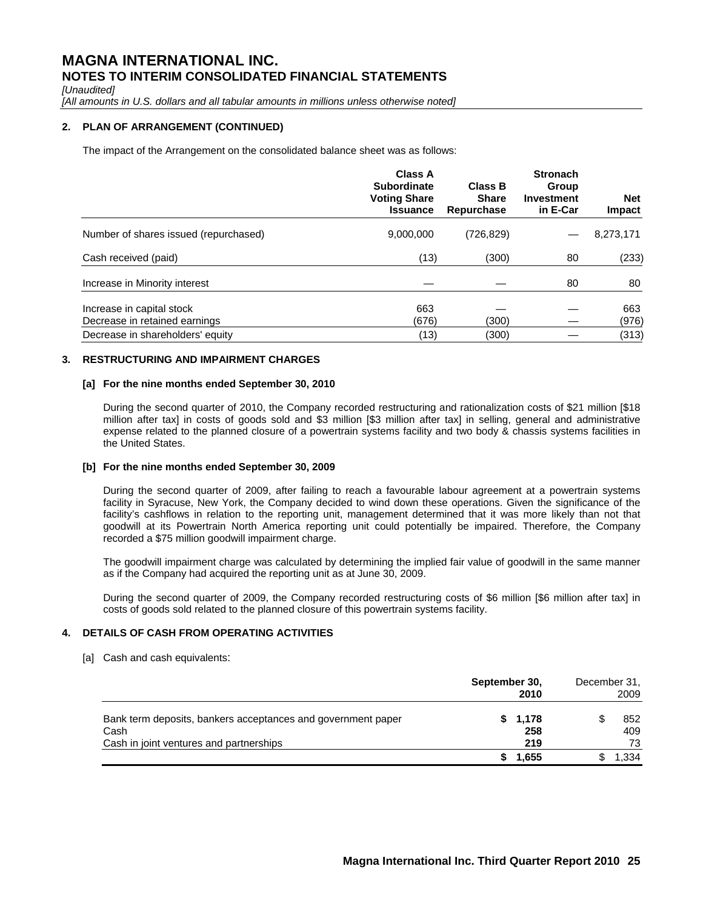# MAGNA INTERNATIONAL INC.
## NOTES TO INTERIM CONSOLIDATED FINANCIAL STATEMENTS

*[Unaudited]*

*[All amounts in U.S. dollars and all tabular amounts in millions unless otherwise noted]*

### 2. PLAN OF ARRANGEMENT (CONTINUED)

The impact of the Arrangement on the consolidated balance sheet was as follows:

| | Class A Subordinate Voting Share Issuance | Class B Share Repurchase | Stronach Group Investment in E-Car | Net Impact |
|---|---|---|---|---|
| Number of shares issued (repurchased) | 9,000,000 | (726,829) | — | 8,273,171 |
| Cash received (paid) | (13) | (300) | 80 | (233) |
| Increase in Minority interest | — | — | 80 | 80 |
| Increase in capital stock | 663 | — | — | 663 |
| Decrease in retained earnings | (676) | (300) | — | (976) |
| Decrease in shareholders' equity | (13) | (300) | — | (313) |

### 3. RESTRUCTURING AND IMPAIRMENT CHARGES

**[a] For the nine months ended September 30, 2010**

During the second quarter of 2010, the Company recorded restructuring and rationalization costs of $21 million [$18 million after tax] in costs of goods sold and $3 million [$3 million after tax] in selling, general and administrative expense related to the planned closure of a powertrain systems facility and two body & chassis systems facilities in the United States.

**[b] For the nine months ended September 30, 2009**

During the second quarter of 2009, after failing to reach a favourable labour agreement at a powertrain systems facility in Syracuse, New York, the Company decided to wind down these operations. Given the significance of the facility's cashflows in relation to the reporting unit, management determined that it was more likely than not that goodwill at its Powertrain North America reporting unit could potentially be impaired. Therefore, the Company recorded a $75 million goodwill impairment charge.

The goodwill impairment charge was calculated by determining the implied fair value of goodwill in the same manner as if the Company had acquired the reporting unit as at June 30, 2009.

During the second quarter of 2009, the Company recorded restructuring costs of $6 million [$6 million after tax] in costs of goods sold related to the planned closure of this powertrain systems facility.

### 4. DETAILS OF CASH FROM OPERATING ACTIVITIES

[a] Cash and cash equivalents:

| | **September 30, 2010** | December 31, 2009 |
|---|---|---|
| Bank term deposits, bankers acceptances and government paper | **$ 1,178** | $ 852 |
| Cash | **258** | 409 |
| Cash in joint ventures and partnerships | **219** | 73 |
| | **$ 1,655** | $ 1,334 |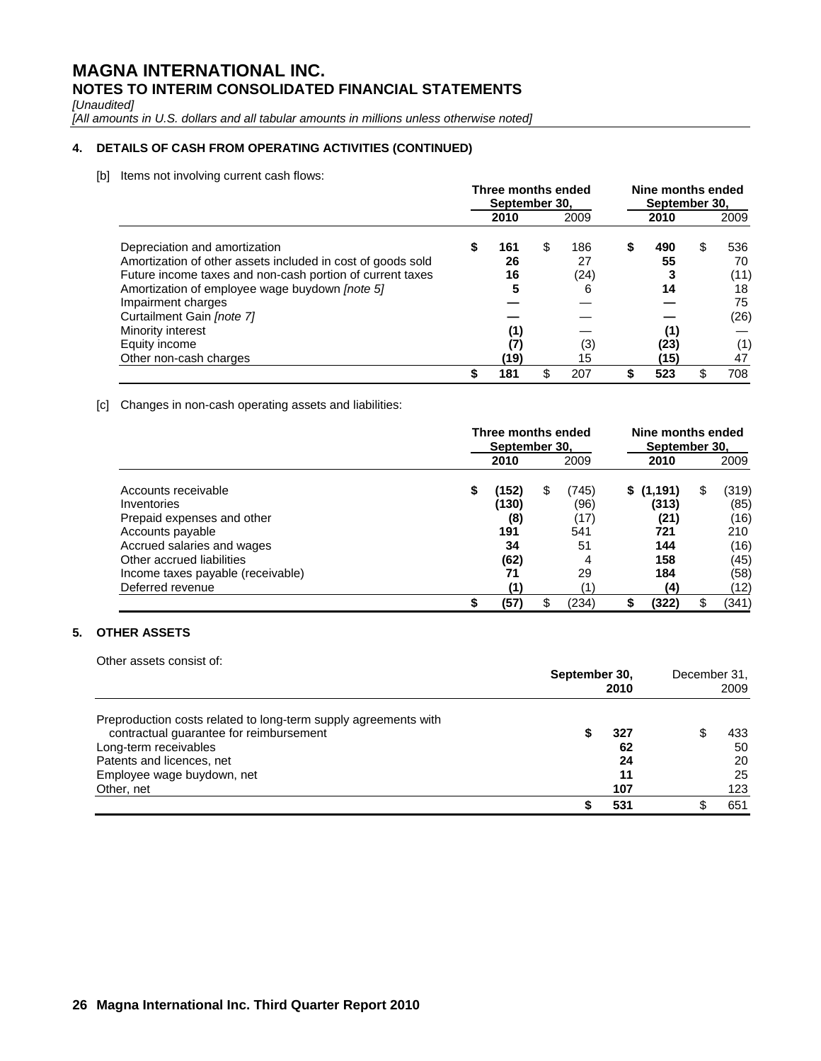# MAGNA INTERNATIONAL INC.

## NOTES TO INTERIM CONSOLIDATED FINANCIAL STATEMENTS

*[Unaudited]*

*[All amounts in U.S. dollars and all tabular amounts in millions unless otherwise noted]*

### 4. DETAILS OF CASH FROM OPERATING ACTIVITIES (CONTINUED)

[b] Items not involving current cash flows:

| | Three months ended September 30, | | Nine months ended September 30, | |
|---|---|---|---|---|
| | **2010** | 2009 | **2010** | 2009 |
| Depreciation and amortization | **$ 161** | $ 186 | **$ 490** | $ 536 |
| Amortization of other assets included in cost of goods sold | **26** | 27 | **55** | 70 |
| Future income taxes and non-cash portion of current taxes | **16** | (24) | **3** | (11) |
| Amortization of employee wage buydown *[note 5]* | **5** | 6 | **14** | 18 |
| Impairment charges | **—** | — | **—** | 75 |
| Curtailment Gain *[note 7]* | **—** | — | **—** | (26) |
| Minority interest | **(1)** | — | **(1)** | — |
| Equity income | **(7)** | (3) | **(23)** | (1) |
| Other non-cash charges | **(19)** | 15 | **(15)** | 47 |
| | **$ 181** | $ 207 | **$ 523** | $ 708 |

[c] Changes in non-cash operating assets and liabilities:

| | Three months ended September 30, | | Nine months ended September 30, | |
|---|---|---|---|---|
| | **2010** | 2009 | **2010** | 2009 |
| Accounts receivable | **$ (152)** | $ (745) | **$ (1,191)** | $ (319) |
| Inventories | **(130)** | (96) | **(313)** | (85) |
| Prepaid expenses and other | **(8)** | (17) | **(21)** | (16) |
| Accounts payable | **191** | 541 | **721** | 210 |
| Accrued salaries and wages | **34** | 51 | **144** | (16) |
| Other accrued liabilities | **(62)** | 4 | **158** | (45) |
| Income taxes payable (receivable) | **71** | 29 | **184** | (58) |
| Deferred revenue | **(1)** | (1) | **(4)** | (12) |
| | **$ (57)** | $ (234) | **$ (322)** | $ (341) |

### 5. OTHER ASSETS

Other assets consist of:

| | **September 30, 2010** | December 31, 2009 |
|---|---|---|
| Preproduction costs related to long-term supply agreements with contractual guarantee for reimbursement | **$ 327** | $ 433 |
| Long-term receivables | **62** | 50 |
| Patents and licences, net | **24** | 20 |
| Employee wage buydown, net | **11** | 25 |
| Other, net | **107** | 123 |
| | **$ 531** | $ 651 |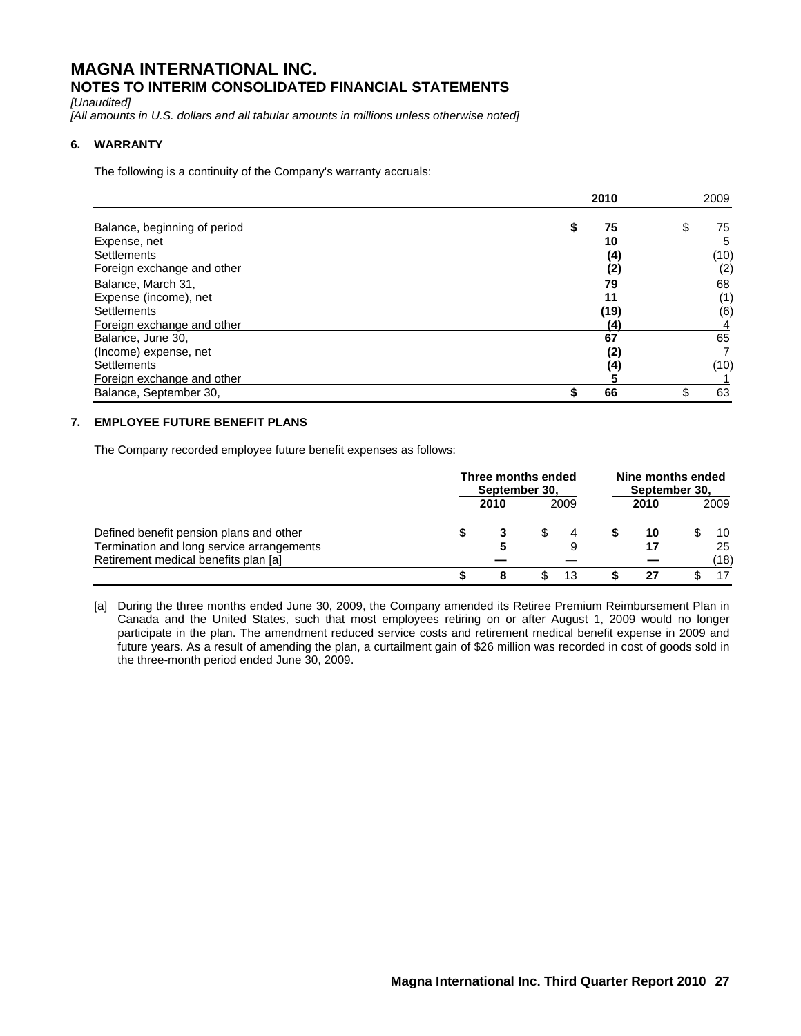# MAGNA INTERNATIONAL INC.
## NOTES TO INTERIM CONSOLIDATED FINANCIAL STATEMENTS

*[Unaudited]*
*[All amounts in U.S. dollars and all tabular amounts in millions unless otherwise noted]*

### 6. WARRANTY

The following is a continuity of the Company's warranty accruals:

| | **2010** | 2009 |
|---|---|---|
| Balance, beginning of period | **$ 75** | $ 75 |
| Expense, net | **10** | 5 |
| Settlements | **(4)** | (10) |
| Foreign exchange and other | **(2)** | (2) |
| Balance, March 31, | **79** | 68 |
| Expense (income), net | **11** | (1) |
| Settlements | **(19)** | (6) |
| Foreign exchange and other | **(4)** | 4 |
| Balance, June 30, | **67** | 65 |
| (Income) expense, net | **(2)** | 7 |
| Settlements | **(4)** | (10) |
| Foreign exchange and other | **5** | 1 |
| Balance, September 30, | **$ 66** | $ 63 |

### 7. EMPLOYEE FUTURE BENEFIT PLANS

The Company recorded employee future benefit expenses as follows:

| | **Three months ended September 30,** | | **Nine months ended September 30,** | |
|---|---|---|---|---|
| | **2010** | 2009 | **2010** | 2009 |
| Defined benefit pension plans and other | **$ 3** | $ 4 | **$ 10** | $ 10 |
| Termination and long service arrangements | **5** | 9 | **17** | 25 |
| Retirement medical benefits plan [a] | **—** | — | **—** | (18) |
| | **$ 8** | $ 13 | **$ 27** | $ 17 |

[a] During the three months ended June 30, 2009, the Company amended its Retiree Premium Reimbursement Plan in Canada and the United States, such that most employees retiring on or after August 1, 2009 would no longer participate in the plan. The amendment reduced service costs and retirement medical benefit expense in 2009 and future years. As a result of amending the plan, a curtailment gain of $26 million was recorded in cost of goods sold in the three-month period ended June 30, 2009.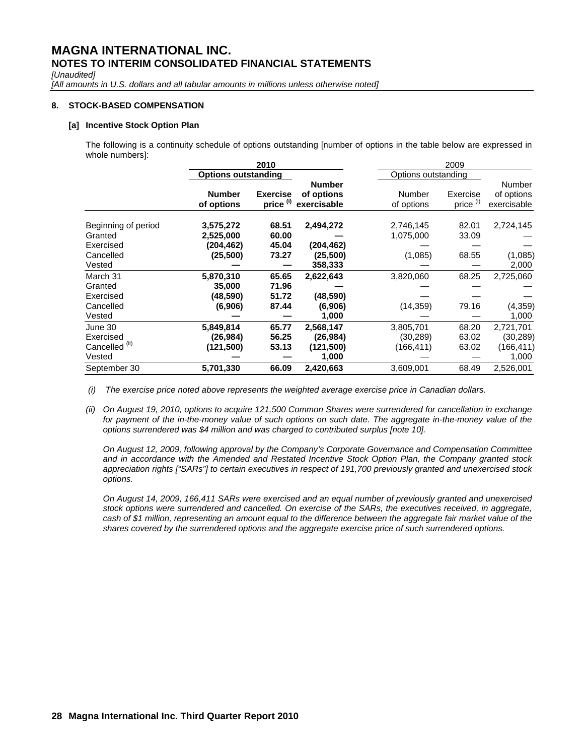# MAGNA INTERNATIONAL INC.

## NOTES TO INTERIM CONSOLIDATED FINANCIAL STATEMENTS

*[Unaudited]*

*[All amounts in U.S. dollars and all tabular amounts in millions unless otherwise noted]*

### 8. STOCK-BASED COMPENSATION

#### [a] Incentive Stock Option Plan

The following is a continuity schedule of options outstanding [number of options in the table below are expressed in whole numbers]:

| | **2010** | | | 2009 | | |
|---|---|---|---|---|---|---|
| | **Options outstanding** | | | Options outstanding | | |
| | **Number of options** | **Exercise price [(i)]** | **Number of options exercisable** | Number of options | Exercise price [(i)] | Number of options exercisable |
| Beginning of period | **3,575,272** | **68.51** | **2,494,272** | 2,746,145 | 82.01 | 2,724,145 |
| Granted | **2,525,000** | **60.00** | **—** | 1,075,000 | 33.09 | — |
| Exercised | **(204,462)** | **45.04** | **(204,462)** | — | — | — |
| Cancelled | **(25,500)** | **73.27** | **(25,500)** | (1,085) | 68.55 | (1,085) |
| Vested | **—** | **—** | **358,333** | — | — | 2,000 |
| March 31 | **5,870,310** | **65.65** | **2,622,643** | 3,820,060 | 68.25 | 2,725,060 |
| Granted | **35,000** | **71.96** | **—** | — | — | — |
| Exercised | **(48,590)** | **51.72** | **(48,590)** | — | — | — |
| Cancelled | **(6,906)** | **87.44** | **(6,906)** | (14,359) | 79.16 | (4,359) |
| Vested | **—** | **—** | **1,000** | — | — | 1,000 |
| June 30 | **5,849,814** | **65.77** | **2,568,147** | 3,805,701 | 68.20 | 2,721,701 |
| Exercised | **(26,984)** | **56.25** | **(26,984)** | (30,289) | 63.02 | (30,289) |
| Cancelled [(ii)] | **(121,500)** | **53.13** | **(121,500)** | (166,411) | 63.02 | (166,411) |
| Vested | **—** | **—** | **1,000** | — | — | 1,000 |
| September 30 | **5,701,330** | **66.09** | **2,420,663** | 3,609,001 | 68.49 | 2,526,001 |

*(i) The exercise price noted above represents the weighted average exercise price in Canadian dollars.*

*(ii) On August 19, 2010, options to acquire 121,500 Common Shares were surrendered for cancellation in exchange for payment of the in-the-money value of such options on such date. The aggregate in-the-money value of the options surrendered was $4 million and was charged to contributed surplus [note 10].*

*On August 12, 2009, following approval by the Company's Corporate Governance and Compensation Committee and in accordance with the Amended and Restated Incentive Stock Option Plan, the Company granted stock appreciation rights ["SARs"] to certain executives in respect of 191,700 previously granted and unexercised stock options.*

*On August 14, 2009, 166,411 SARs were exercised and an equal number of previously granted and unexercised stock options were surrendered and cancelled. On exercise of the SARs, the executives received, in aggregate, cash of $1 million, representing an amount equal to the difference between the aggregate fair market value of the shares covered by the surrendered options and the aggregate exercise price of such surrendered options.*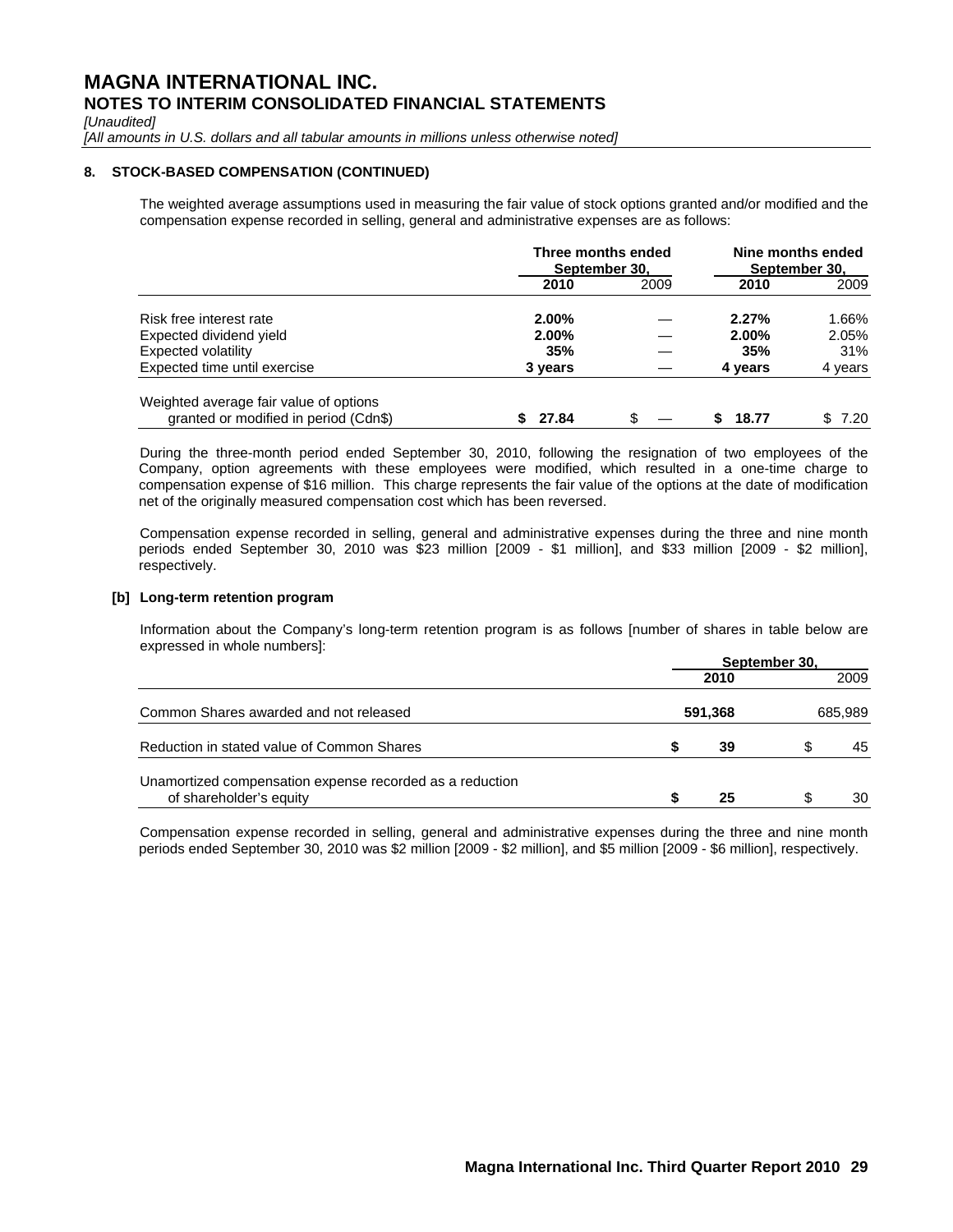# MAGNA INTERNATIONAL INC.

## NOTES TO INTERIM CONSOLIDATED FINANCIAL STATEMENTS

*[Unaudited]*

*[All amounts in U.S. dollars and all tabular amounts in millions unless otherwise noted]*

### 8. STOCK-BASED COMPENSATION (CONTINUED)

The weighted average assumptions used in measuring the fair value of stock options granted and/or modified and the compensation expense recorded in selling, general and administrative expenses are as follows:

| | Three months ended September 30, | | Nine months ended September 30, | |
|---|---|---|---|---|
| | **2010** | 2009 | **2010** | 2009 |
| Risk free interest rate | **2.00%** | — | **2.27%** | 1.66% |
| Expected dividend yield | **2.00%** | — | **2.00%** | 2.05% |
| Expected volatility | **35%** | — | **35%** | 31% |
| Expected time until exercise | **3 years** | — | **4 years** | 4 years |
| Weighted average fair value of options granted or modified in period (Cdn$) | **$ 27.84** | $ — | **$ 18.77** | $ 7.20 |

During the three-month period ended September 30, 2010, following the resignation of two employees of the Company, option agreements with these employees were modified, which resulted in a one-time charge to compensation expense of $16 million. This charge represents the fair value of the options at the date of modification net of the originally measured compensation cost which has been reversed.

Compensation expense recorded in selling, general and administrative expenses during the three and nine month periods ended September 30, 2010 was $23 million [2009 - $1 million], and $33 million [2009 - $2 million], respectively.

#### [b] Long-term retention program

Information about the Company's long-term retention program is as follows [number of shares in table below are expressed in whole numbers]:

| | September 30, | |
|---|---|---|
| | **2010** | 2009 |
| Common Shares awarded and not released | **591,368** | 685,989 |
| Reduction in stated value of Common Shares | **$ 39** | $ 45 |
| Unamortized compensation expense recorded as a reduction of shareholder's equity | **$ 25** | $ 30 |

Compensation expense recorded in selling, general and administrative expenses during the three and nine month periods ended September 30, 2010 was $2 million [2009 - $2 million], and $5 million [2009 - $6 million], respectively.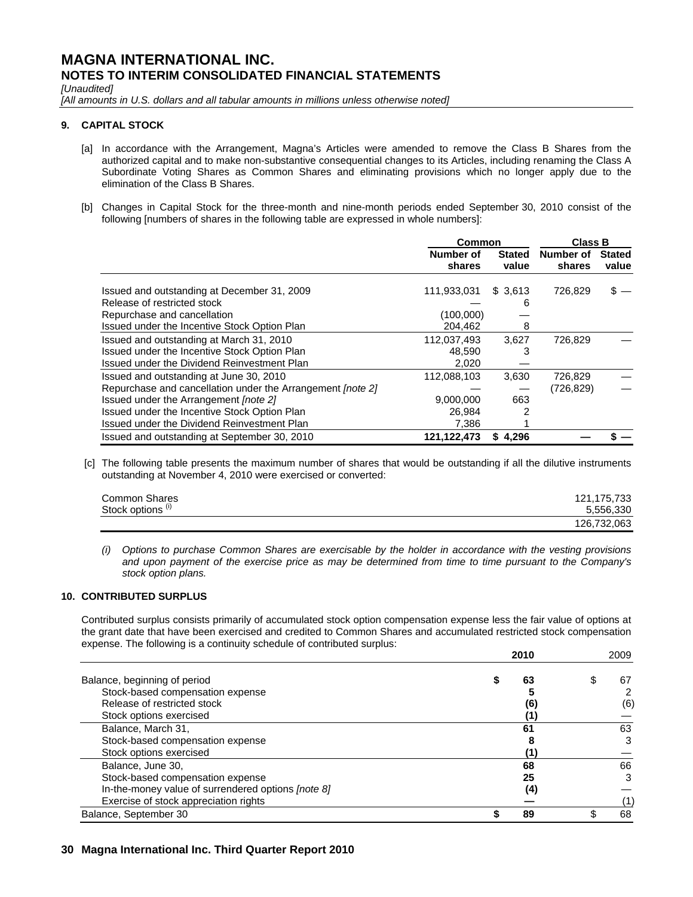# MAGNA INTERNATIONAL INC.
## NOTES TO INTERIM CONSOLIDATED FINANCIAL STATEMENTS

*[Unaudited]*

*[All amounts in U.S. dollars and all tabular amounts in millions unless otherwise noted]*

### 9. CAPITAL STOCK

[a] In accordance with the Arrangement, Magna's Articles were amended to remove the Class B Shares from the authorized capital and to make non-substantive consequential changes to its Articles, including renaming the Class A Subordinate Voting Shares as Common Shares and eliminating provisions which no longer apply due to the elimination of the Class B Shares.

[b] Changes in Capital Stock for the three-month and nine-month periods ended September 30, 2010 consist of the following [numbers of shares in the following table are expressed in whole numbers]:

| | Common | | Class B | |
|---|---|---|---|---|
| | Number of shares | Stated value | Number of shares | Stated value |
| Issued and outstanding at December 31, 2009 | 111,933,031 | $ 3,613 | 726,829 | $ — |
| Release of restricted stock | — | 6 | | |
| Repurchase and cancellation | (100,000) | — | | |
| Issued under the Incentive Stock Option Plan | 204,462 | 8 | | |
| Issued and outstanding at March 31, 2010 | 112,037,493 | 3,627 | 726,829 | — |
| Issued under the Incentive Stock Option Plan | 48,590 | 3 | | |
| Issued under the Dividend Reinvestment Plan | 2,020 | — | | |
| Issued and outstanding at June 30, 2010 | 112,088,103 | 3,630 | 726,829 | — |
| Repurchase and cancellation under the Arrangement *[note 2]* | — | — | (726,829) | — |
| Issued under the Arrangement *[note 2]* | 9,000,000 | 663 | | |
| Issued under the Incentive Stock Option Plan | 26,984 | 2 | | |
| Issued under the Dividend Reinvestment Plan | 7,386 | 1 | | |
| Issued and outstanding at September 30, 2010 | **121,122,473** | **$ 4,296** | **—** | **$ —** |

[c] The following table presents the maximum number of shares that would be outstanding if all the dilutive instruments outstanding at November 4, 2010 were exercised or converted:

| | |
|---|---|
| Common Shares | 121,175,733 |
| Stock options [(i)] | 5,556,330 |
| | 126,732,063 |

*(i) Options to purchase Common Shares are exercisable by the holder in accordance with the vesting provisions and upon payment of the exercise price as may be determined from time to time pursuant to the Company's stock option plans.*

### 10. CONTRIBUTED SURPLUS

Contributed surplus consists primarily of accumulated stock option compensation expense less the fair value of options at the grant date that have been exercised and credited to Common Shares and accumulated restricted stock compensation expense. The following is a continuity schedule of contributed surplus:

| | **2010** | 2009 |
|---|---|---|
| Balance, beginning of period | **$ 63** | $ 67 |
| Stock-based compensation expense | **5** | 2 |
| Release of restricted stock | **(6)** | (6) |
| Stock options exercised | **(1)** | — |
| Balance, March 31, | **61** | 63 |
| Stock-based compensation expense | **8** | 3 |
| Stock options exercised | **(1)** | — |
| Balance, June 30, | **68** | 66 |
| Stock-based compensation expense | **25** | 3 |
| In-the-money value of surrendered options *[note 8]* | **(4)** | — |
| Exercise of stock appreciation rights | **—** | (1) |
| Balance, September 30 | **$ 89** | $ 68 |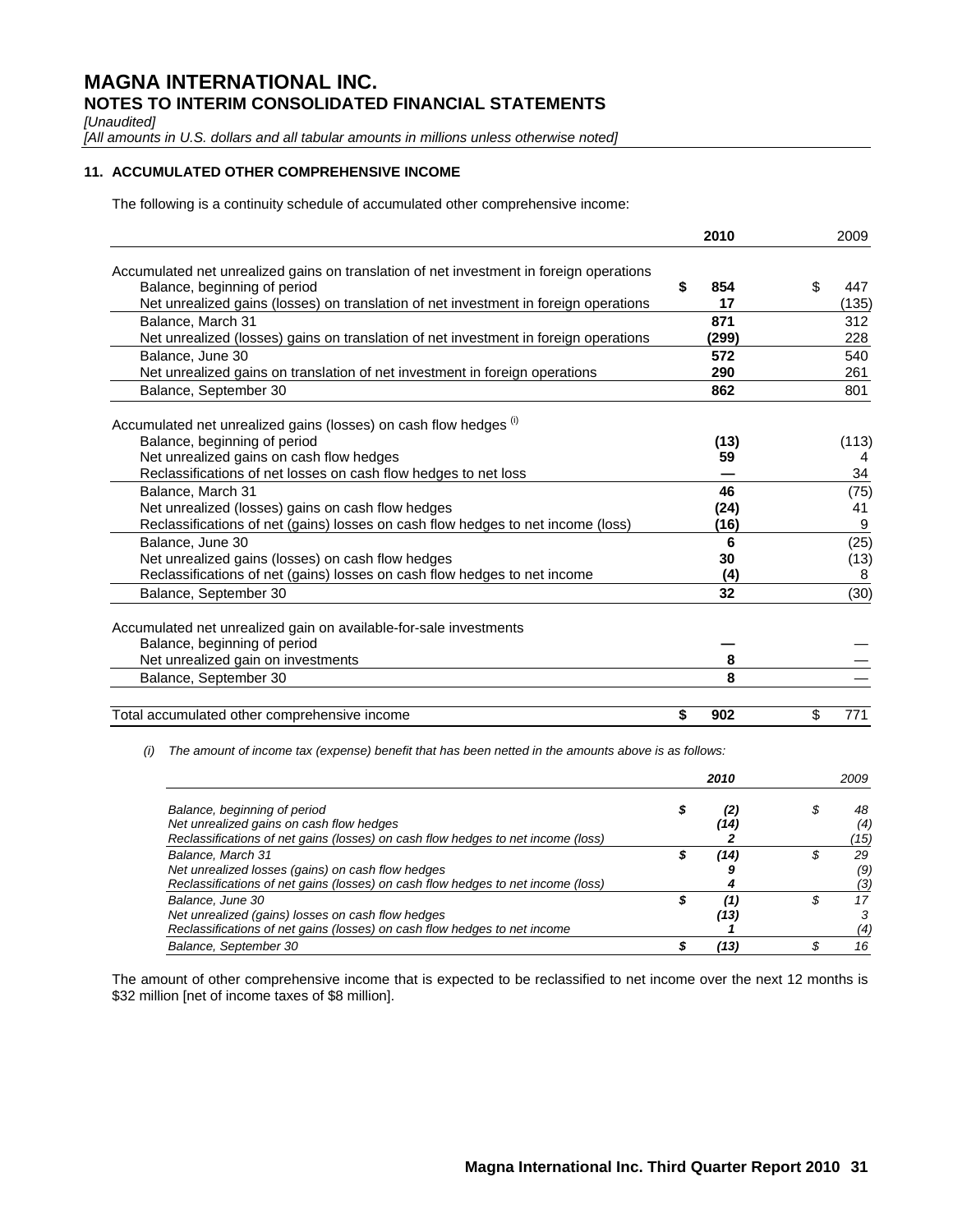# MAGNA INTERNATIONAL INC.
## NOTES TO INTERIM CONSOLIDATED FINANCIAL STATEMENTS

*[Unaudited]*
*[All amounts in U.S. dollars and all tabular amounts in millions unless otherwise noted]*

### 11. ACCUMULATED OTHER COMPREHENSIVE INCOME

The following is a continuity schedule of accumulated other comprehensive income:

| | **2010** | 2009 |
|---|---|---|
| Accumulated net unrealized gains on translation of net investment in foreign operations | | |
| Balance, beginning of period | **$ 854** | $ 447 |
| Net unrealized gains (losses) on translation of net investment in foreign operations | **17** | (135) |
| Balance, March 31 | **871** | 312 |
| Net unrealized (losses) gains on translation of net investment in foreign operations | **(299)** | 228 |
| Balance, June 30 | **572** | 540 |
| Net unrealized gains on translation of net investment in foreign operations | **290** | 261 |
| Balance, September 30 | **862** | 801 |
| Accumulated net unrealized gains (losses) on cash flow hedges [(i)] | | |
| Balance, beginning of period | **(13)** | (113) |
| Net unrealized gains on cash flow hedges | **59** | 4 |
| Reclassifications of net losses on cash flow hedges to net loss | **—** | 34 |
| Balance, March 31 | **46** | (75) |
| Net unrealized (losses) gains on cash flow hedges | **(24)** | 41 |
| Reclassifications of net (gains) losses on cash flow hedges to net income (loss) | **(16)** | 9 |
| Balance, June 30 | **6** | (25) |
| Net unrealized gains (losses) on cash flow hedges | **30** | (13) |
| Reclassifications of net (gains) losses on cash flow hedges to net income | **(4)** | 8 |
| Balance, September 30 | **32** | (30) |
| Accumulated net unrealized gain on available-for-sale investments | | |
| Balance, beginning of period | **—** | — |
| Net unrealized gain on investments | **8** | — |
| Balance, September 30 | **8** | — |
| Total accumulated other comprehensive income | **$ 902** | $ 771 |

*(i) The amount of income tax (expense) benefit that has been netted in the amounts above is as follows:*

| | ***2010*** | *2009* |
|---|---|---|
| *Balance, beginning of period* | ***$ (2)*** | *$ 48* |
| *Net unrealized gains on cash flow hedges* | ***(14)*** | *(4)* |
| *Reclassifications of net gains (losses) on cash flow hedges to net income (loss)* | ***2*** | *(15)* |
| *Balance, March 31* | ***$ (14)*** | *$ 29* |
| *Net unrealized losses (gains) on cash flow hedges* | ***9*** | *(9)* |
| *Reclassifications of net gains (losses) on cash flow hedges to net income (loss)* | ***4*** | *(3)* |
| *Balance, June 30* | ***$ (1)*** | *$ 17* |
| *Net unrealized (gains) losses on cash flow hedges* | ***(13)*** | *3* |
| *Reclassifications of net gains (losses) on cash flow hedges to net income* | ***1*** | *(4)* |
| *Balance, September 30* | ***$ (13)*** | *$ 16* |

The amount of other comprehensive income that is expected to be reclassified to net income over the next 12 months is $32 million [net of income taxes of $8 million].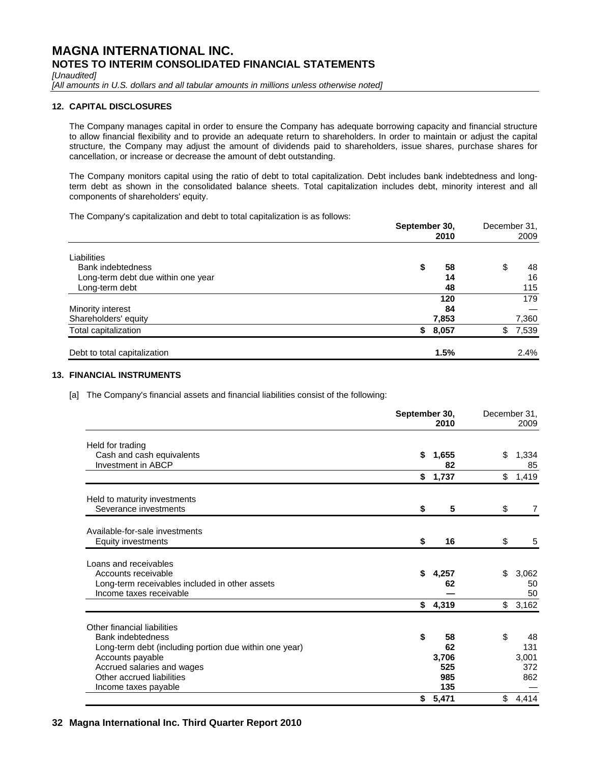# MAGNA INTERNATIONAL INC.
## NOTES TO INTERIM CONSOLIDATED FINANCIAL STATEMENTS

*[Unaudited]*
*[All amounts in U.S. dollars and all tabular amounts in millions unless otherwise noted]*

### 12. CAPITAL DISCLOSURES

The Company manages capital in order to ensure the Company has adequate borrowing capacity and financial structure to allow financial flexibility and to provide an adequate return to shareholders. In order to maintain or adjust the capital structure, the Company may adjust the amount of dividends paid to shareholders, issue shares, purchase shares for cancellation, or increase or decrease the amount of debt outstanding.

The Company monitors capital using the ratio of debt to total capitalization. Debt includes bank indebtedness and long-term debt as shown in the consolidated balance sheets. Total capitalization includes debt, minority interest and all components of shareholders' equity.

The Company's capitalization and debt to total capitalization is as follows:

| | **September 30, 2010** | December 31, 2009 |
|---|---|---|
| Liabilities | | |
| Bank indebtedness | **$ 58** | $ 48 |
| Long-term debt due within one year | **14** | 16 |
| Long-term debt | **48** | 115 |
| | **120** | 179 |
| Minority interest | **84** | — |
| Shareholders' equity | **7,853** | 7,360 |
| Total capitalization | **$ 8,057** | $ 7,539 |
| Debt to total capitalization | **1.5%** | 2.4% |

### 13. FINANCIAL INSTRUMENTS

[a] The Company's financial assets and financial liabilities consist of the following:

| | **September 30, 2010** | December 31, 2009 |
|---|---|---|
| Held for trading | | |
| Cash and cash equivalents | **$ 1,655** | $ 1,334 |
| Investment in ABCP | **82** | 85 |
| | **$ 1,737** | $ 1,419 |
| Held to maturity investments | | |
| Severance investments | **$ 5** | $ 7 |
| Available-for-sale investments | | |
| Equity investments | **$ 16** | $ 5 |
| Loans and receivables | | |
| Accounts receivable | **$ 4,257** | $ 3,062 |
| Long-term receivables included in other assets | **62** | 50 |
| Income taxes receivable | **—** | 50 |
| | **$ 4,319** | $ 3,162 |
| Other financial liabilities | | |
| Bank indebtedness | **$ 58** | $ 48 |
| Long-term debt (including portion due within one year) | **62** | 131 |
| Accounts payable | **3,706** | 3,001 |
| Accrued salaries and wages | **525** | 372 |
| Other accrued liabilities | **985** | 862 |
| Income taxes payable | **135** | — |
| | **$ 5,471** | $ 4,414 |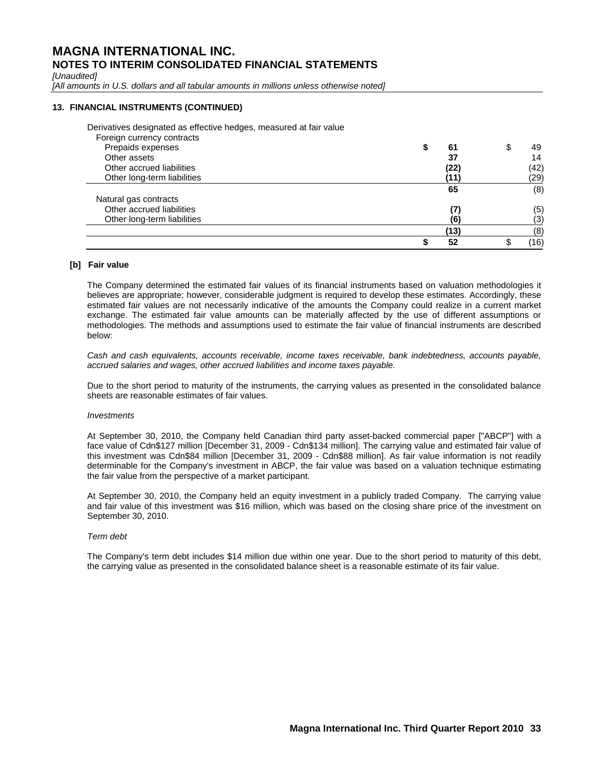# MAGNA INTERNATIONAL INC.
## NOTES TO INTERIM CONSOLIDATED FINANCIAL STATEMENTS

*[Unaudited]*
*[All amounts in U.S. dollars and all tabular amounts in millions unless otherwise noted]*

### 13. FINANCIAL INSTRUMENTS (CONTINUED)

| | | |
|---|---|---|
| Derivatives designated as effective hedges, measured at fair value | | |
| Foreign currency contracts | | |
| Prepaids expenses | **$ 61** | $ 49 |
| Other assets | **37** | 14 |
| Other accrued liabilities | **(22)** | (42) |
| Other long-term liabilities | **(11)** | (29) |
| | **65** | (8) |
| Natural gas contracts | | |
| Other accrued liabilities | **(7)** | (5) |
| Other long-term liabilities | **(6)** | (3) |
| | **(13)** | (8) |
| | **$ 52** | $ (16) |

**[b] Fair value**

The Company determined the estimated fair values of its financial instruments based on valuation methodologies it believes are appropriate; however, considerable judgment is required to develop these estimates. Accordingly, these estimated fair values are not necessarily indicative of the amounts the Company could realize in a current market exchange. The estimated fair value amounts can be materially affected by the use of different assumptions or methodologies. The methods and assumptions used to estimate the fair value of financial instruments are described below:

*Cash and cash equivalents, accounts receivable, income taxes receivable, bank indebtedness, accounts payable, accrued salaries and wages, other accrued liabilities and income taxes payable.*

Due to the short period to maturity of the instruments, the carrying values as presented in the consolidated balance sheets are reasonable estimates of fair values.

*Investments*

At September 30, 2010, the Company held Canadian third party asset-backed commercial paper ["ABCP"] with a face value of Cdn$127 million [December 31, 2009 - Cdn$134 million]. The carrying value and estimated fair value of this investment was Cdn$84 million [December 31, 2009 - Cdn$88 million]. As fair value information is not readily determinable for the Company's investment in ABCP, the fair value was based on a valuation technique estimating the fair value from the perspective of a market participant.

At September 30, 2010, the Company held an equity investment in a publicly traded Company. The carrying value and fair value of this investment was $16 million, which was based on the closing share price of the investment on September 30, 2010.

*Term debt*

The Company's term debt includes $14 million due within one year. Due to the short period to maturity of this debt, the carrying value as presented in the consolidated balance sheet is a reasonable estimate of its fair value.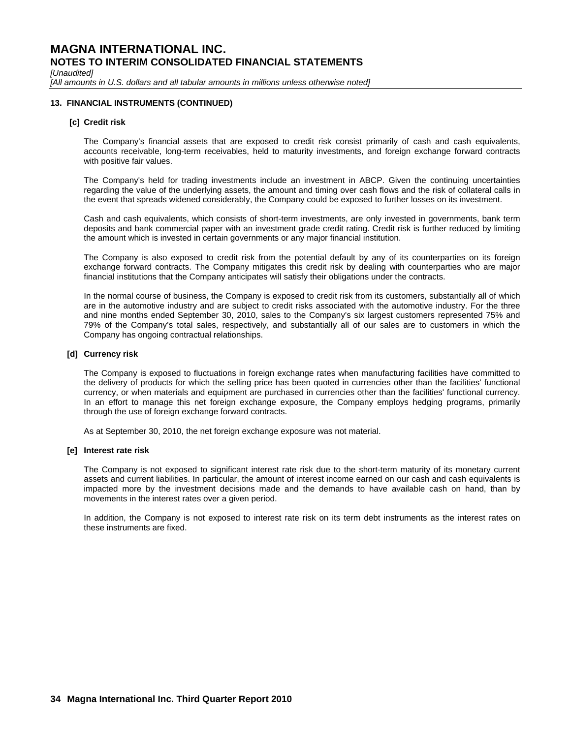## 13. FINANCIAL INSTRUMENTS (CONTINUED)

### [c] Credit risk

The Company's financial assets that are exposed to credit risk consist primarily of cash and cash equivalents, accounts receivable, long-term receivables, held to maturity investments, and foreign exchange forward contracts with positive fair values.

The Company's held for trading investments include an investment in ABCP. Given the continuing uncertainties regarding the value of the underlying assets, the amount and timing over cash flows and the risk of collateral calls in the event that spreads widened considerably, the Company could be exposed to further losses on its investment.

Cash and cash equivalents, which consists of short-term investments, are only invested in governments, bank term deposits and bank commercial paper with an investment grade credit rating. Credit risk is further reduced by limiting the amount which is invested in certain governments or any major financial institution.

The Company is also exposed to credit risk from the potential default by any of its counterparties on its foreign exchange forward contracts. The Company mitigates this credit risk by dealing with counterparties who are major financial institutions that the Company anticipates will satisfy their obligations under the contracts.

In the normal course of business, the Company is exposed to credit risk from its customers, substantially all of which are in the automotive industry and are subject to credit risks associated with the automotive industry. For the three and nine months ended September 30, 2010, sales to the Company's six largest customers represented 75% and 79% of the Company's total sales, respectively, and substantially all of our sales are to customers in which the Company has ongoing contractual relationships.

### [d] Currency risk

The Company is exposed to fluctuations in foreign exchange rates when manufacturing facilities have committed to the delivery of products for which the selling price has been quoted in currencies other than the facilities' functional currency, or when materials and equipment are purchased in currencies other than the facilities' functional currency. In an effort to manage this net foreign exchange exposure, the Company employs hedging programs, primarily through the use of foreign exchange forward contracts.

As at September 30, 2010, the net foreign exchange exposure was not material.

### [e] Interest rate risk

The Company is not exposed to significant interest rate risk due to the short-term maturity of its monetary current assets and current liabilities. In particular, the amount of interest income earned on our cash and cash equivalents is impacted more by the investment decisions made and the demands to have available cash on hand, than by movements in the interest rates over a given period.

In addition, the Company is not exposed to interest rate risk on its term debt instruments as the interest rates on these instruments are fixed.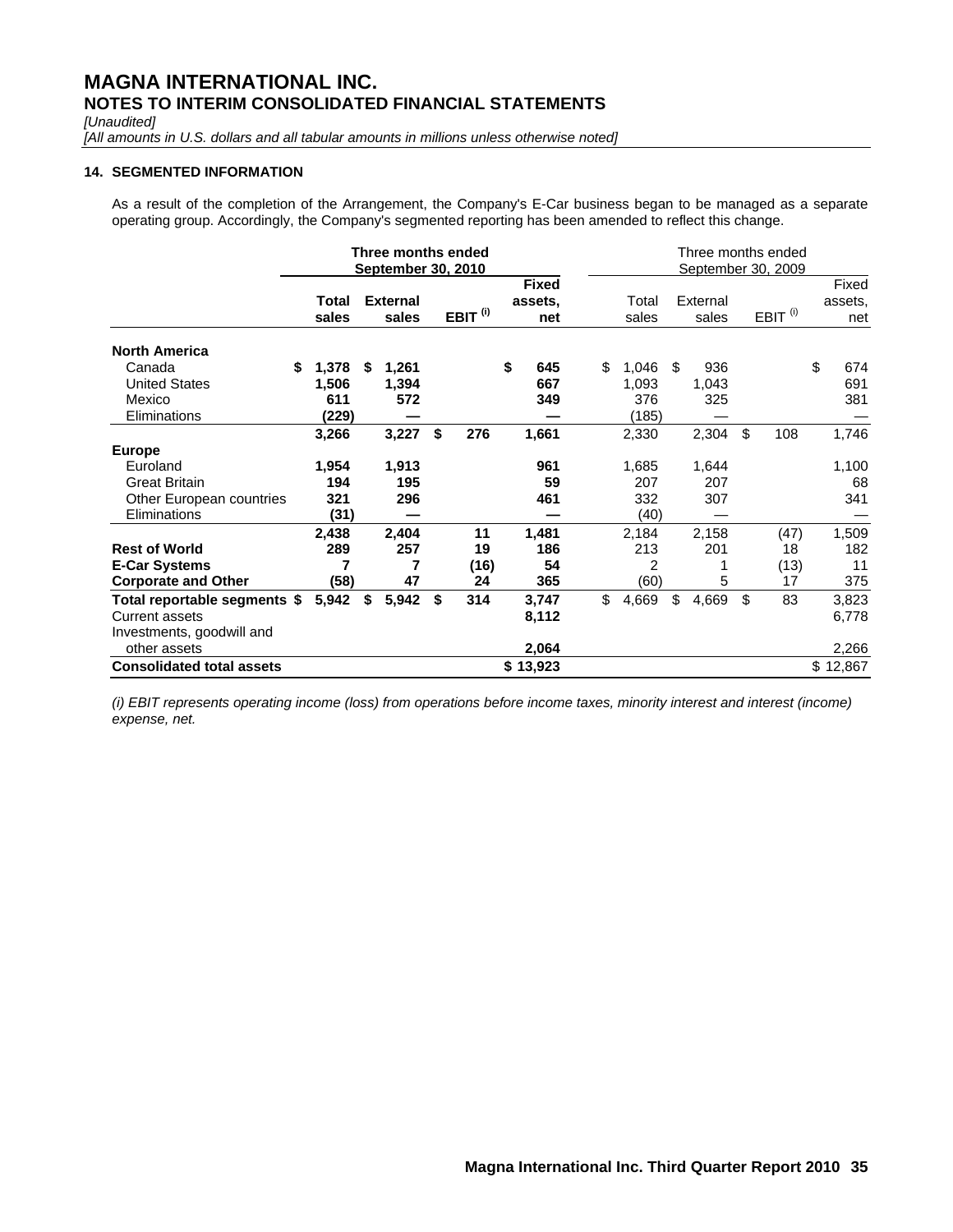# MAGNA INTERNATIONAL INC.
## NOTES TO INTERIM CONSOLIDATED FINANCIAL STATEMENTS

*[Unaudited]*
*[All amounts in U.S. dollars and all tabular amounts in millions unless otherwise noted]*

### 14. SEGMENTED INFORMATION

As a result of the completion of the Arrangement, the Company's E-Car business began to be managed as a separate operating group. Accordingly, the Company's segmented reporting has been amended to reflect this change.

| | **Three months ended September 30, 2010** | | | | Three months ended September 30, 2009 | | | |
|---|---|---|---|---|---|---|---|---|
| | **Total sales** | **External sales** | **EBIT [(i)]** | **Fixed assets, net** | Total sales | External sales | EBIT [(i)] | Fixed assets, net |
| **North America** | | | | | | | | |
| Canada | **$ 1,378** | **$ 1,261** | | **$ 645** | $ 1,046 | $ 936 | | $ 674 |
| United States | **1,506** | **1,394** | | **667** | 1,093 | 1,043 | | 691 |
| Mexico | **611** | **572** | | **349** | 376 | 325 | | 381 |
| Eliminations | **(229)** | **—** | | **—** | (185) | — | | — |
| | **3,266** | **3,227** | **$ 276** | **1,661** | 2,330 | 2,304 | $ 108 | 1,746 |
| **Europe** | | | | | | | | |
| Euroland | **1,954** | **1,913** | | **961** | 1,685 | 1,644 | | 1,100 |
| Great Britain | **194** | **195** | | **59** | 207 | 207 | | 68 |
| Other European countries | **321** | **296** | | **461** | 332 | 307 | | 341 |
| Eliminations | **(31)** | **—** | | **—** | (40) | — | | — |
| | **2,438** | **2,404** | **11** | **1,481** | 2,184 | 2,158 | (47) | 1,509 |
| **Rest of World** | **289** | **257** | **19** | **186** | 213 | 201 | 18 | 182 |
| **E-Car Systems** | **7** | **7** | **(16)** | **54** | 2 | 1 | (13) | 11 |
| **Corporate and Other** | **(58)** | **47** | **24** | **365** | (60) | 5 | 17 | 375 |
| **Total reportable segments** | **$ 5,942** | **$ 5,942** | **$ 314** | **3,747** | $ 4,669 | $ 4,669 | $ 83 | 3,823 |
| Current assets | | | | **8,112** | | | | 6,778 |
| Investments, goodwill and other assets | | | | **2,064** | | | | 2,266 |
| **Consolidated total assets** | | | | **$ 13,923** | | | | $ 12,867 |

*(i) EBIT represents operating income (loss) from operations before income taxes, minority interest and interest (income) expense, net.*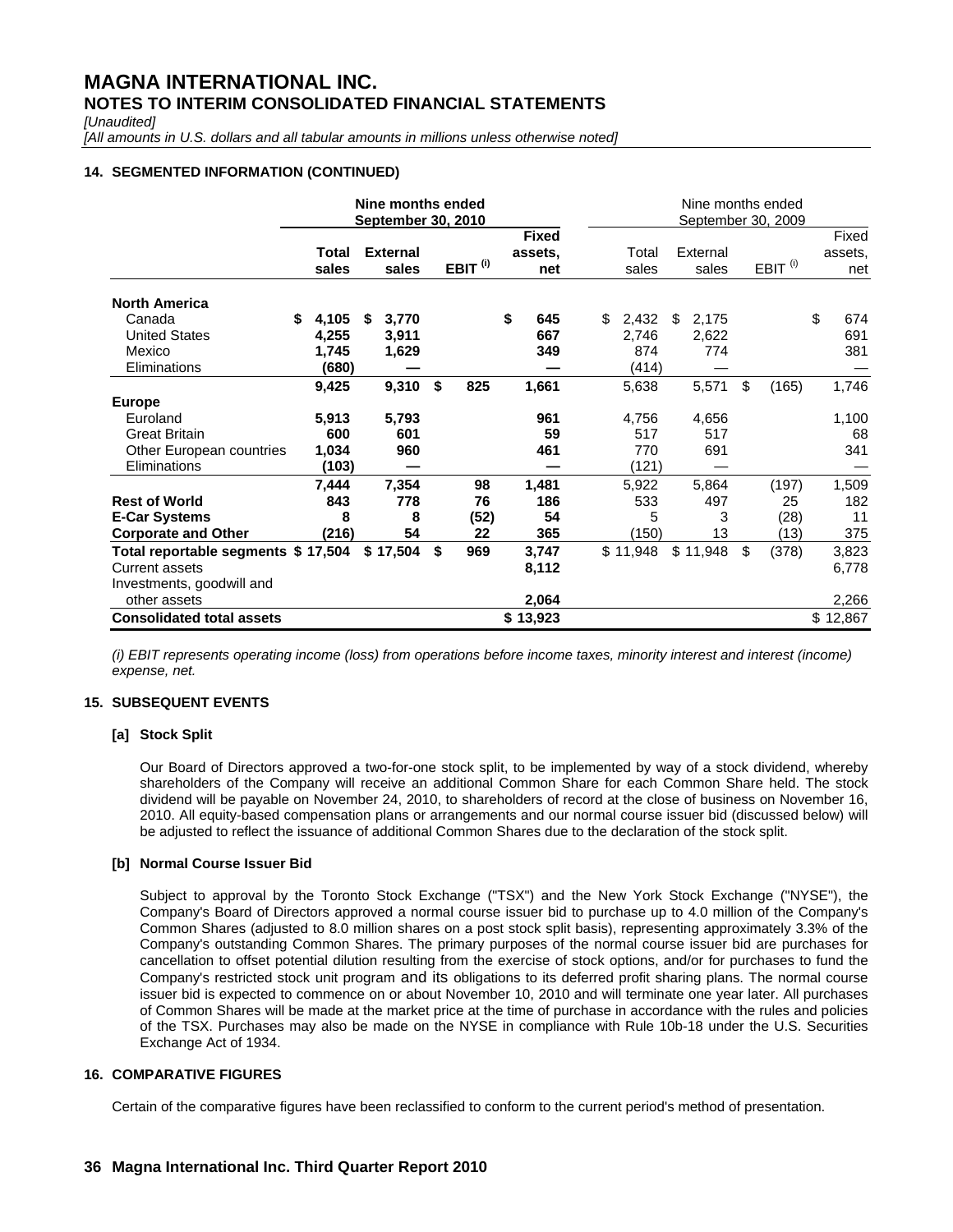# MAGNA INTERNATIONAL INC.
## NOTES TO INTERIM CONSOLIDATED FINANCIAL STATEMENTS

*[Unaudited]*

*[All amounts in U.S. dollars and all tabular amounts in millions unless otherwise noted]*

### 14. SEGMENTED INFORMATION (CONTINUED)

| | Nine months ended September 30, 2010 | | | | Nine months ended September 30, 2009 | | | |
|---|---|---|---|---|---|---|---|---|
| | **Total sales** | **External sales** | **EBIT (i)** | **Fixed assets, net** | Total sales | External sales | EBIT (i) | Fixed assets, net |
| **North America** | | | | | | | | |
| Canada | **$ 4,105** | **$ 3,770** | | **$ 645** | $ 2,432 | $ 2,175 | | $ 674 |
| United States | **4,255** | **3,911** | | **667** | 2,746 | 2,622 | | 691 |
| Mexico | **1,745** | **1,629** | | **349** | 874 | 774 | | 381 |
| Eliminations | **(680)** | **—** | | **—** | (414) | — | | — |
| | **9,425** | **9,310** | **$ 825** | **1,661** | 5,638 | 5,571 | $ (165) | 1,746 |
| **Europe** | | | | | | | | |
| Euroland | **5,913** | **5,793** | | **961** | 4,756 | 4,656 | | 1,100 |
| Great Britain | **600** | **601** | | **59** | 517 | 517 | | 68 |
| Other European countries | **1,034** | **960** | | **461** | 770 | 691 | | 341 |
| Eliminations | **(103)** | **—** | | **—** | (121) | — | | — |
| | **7,444** | **7,354** | **98** | **1,481** | 5,922 | 5,864 | (197) | 1,509 |
| **Rest of World** | **843** | **778** | **76** | **186** | 533 | 497 | 25 | 182 |
| **E-Car Systems** | **8** | **8** | **(52)** | **54** | 5 | 3 | (28) | 11 |
| **Corporate and Other** | **(216)** | **54** | **22** | **365** | (150) | 13 | (13) | 375 |
| **Total reportable segments** | **$ 17,504** | **$ 17,504** | **$ 969** | **3,747** | $ 11,948 | $ 11,948 | $ (378) | 3,823 |
| Current assets | | | | **8,112** | | | | 6,778 |
| Investments, goodwill and other assets | | | | **2,064** | | | | 2,266 |
| **Consolidated total assets** | | | | **$ 13,923** | | | | $ 12,867 |

*(i) EBIT represents operating income (loss) from operations before income taxes, minority interest and interest (income) expense, net.*

### 15. SUBSEQUENT EVENTS

#### [a] Stock Split

Our Board of Directors approved a two-for-one stock split, to be implemented by way of a stock dividend, whereby shareholders of the Company will receive an additional Common Share for each Common Share held. The stock dividend will be payable on November 24, 2010, to shareholders of record at the close of business on November 16, 2010. All equity-based compensation plans or arrangements and our normal course issuer bid (discussed below) will be adjusted to reflect the issuance of additional Common Shares due to the declaration of the stock split.

#### [b] Normal Course Issuer Bid

Subject to approval by the Toronto Stock Exchange ("TSX") and the New York Stock Exchange ("NYSE"), the Company's Board of Directors approved a normal course issuer bid to purchase up to 4.0 million of the Company's Common Shares (adjusted to 8.0 million shares on a post stock split basis), representing approximately 3.3% of the Company's outstanding Common Shares. The primary purposes of the normal course issuer bid are purchases for cancellation to offset potential dilution resulting from the exercise of stock options, and/or for purchases to fund the Company's restricted stock unit program and its obligations to its deferred profit sharing plans. The normal course issuer bid is expected to commence on or about November 10, 2010 and will terminate one year later. All purchases of Common Shares will be made at the market price at the time of purchase in accordance with the rules and policies of the TSX. Purchases may also be made on the NYSE in compliance with Rule 10b-18 under the U.S. Securities Exchange Act of 1934.

### 16. COMPARATIVE FIGURES

Certain of the comparative figures have been reclassified to conform to the current period's method of presentation.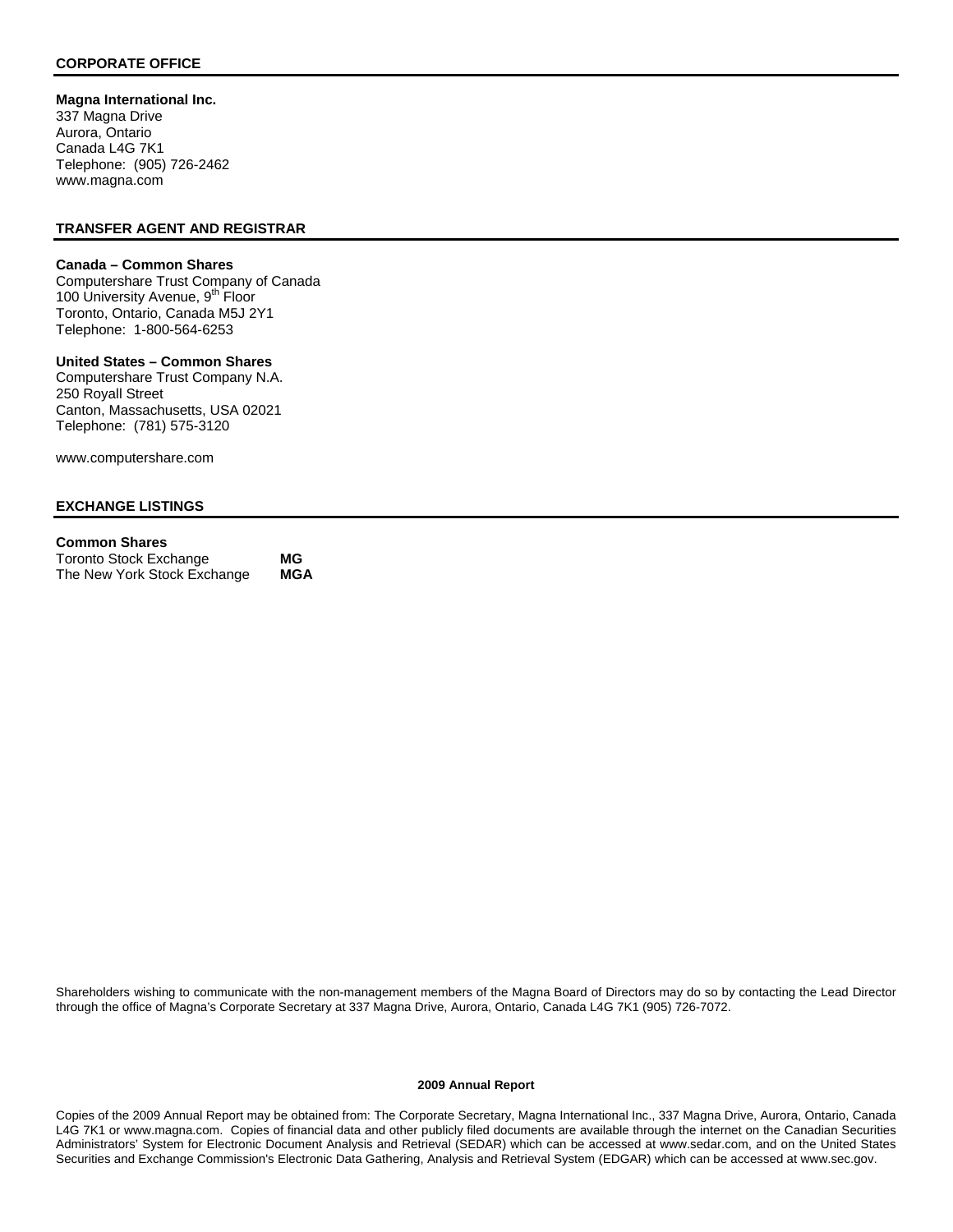## CORPORATE OFFICE

**Magna International Inc.**
337 Magna Drive
Aurora, Ontario
Canada L4G 7K1
Telephone: (905) 726-2462
www.magna.com

## TRANSFER AGENT AND REGISTRAR

**Canada – Common Shares**
Computershare Trust Company of Canada
100 University Avenue, 9th Floor
Toronto, Ontario, Canada M5J 2Y1
Telephone: 1-800-564-6253

**United States – Common Shares**
Computershare Trust Company N.A.
250 Royall Street
Canton, Massachusetts, USA 02021
Telephone: (781) 575-3120

www.computershare.com

## EXCHANGE LISTINGS

**Common Shares**

| | |
|---|---|
| Toronto Stock Exchange | **MG** |
| The New York Stock Exchange | **MGA** |

Shareholders wishing to communicate with the non-management members of the Magna Board of Directors may do so by contacting the Lead Director through the office of Magna's Corporate Secretary at 337 Magna Drive, Aurora, Ontario, Canada L4G 7K1 (905) 726-7072.

**2009 Annual Report**

Copies of the 2009 Annual Report may be obtained from: The Corporate Secretary, Magna International Inc., 337 Magna Drive, Aurora, Ontario, Canada L4G 7K1 or www.magna.com. Copies of financial data and other publicly filed documents are available through the internet on the Canadian Securities Administrators' System for Electronic Document Analysis and Retrieval (SEDAR) which can be accessed at www.sedar.com, and on the United States Securities and Exchange Commission's Electronic Data Gathering, Analysis and Retrieval System (EDGAR) which can be accessed at www.sec.gov.